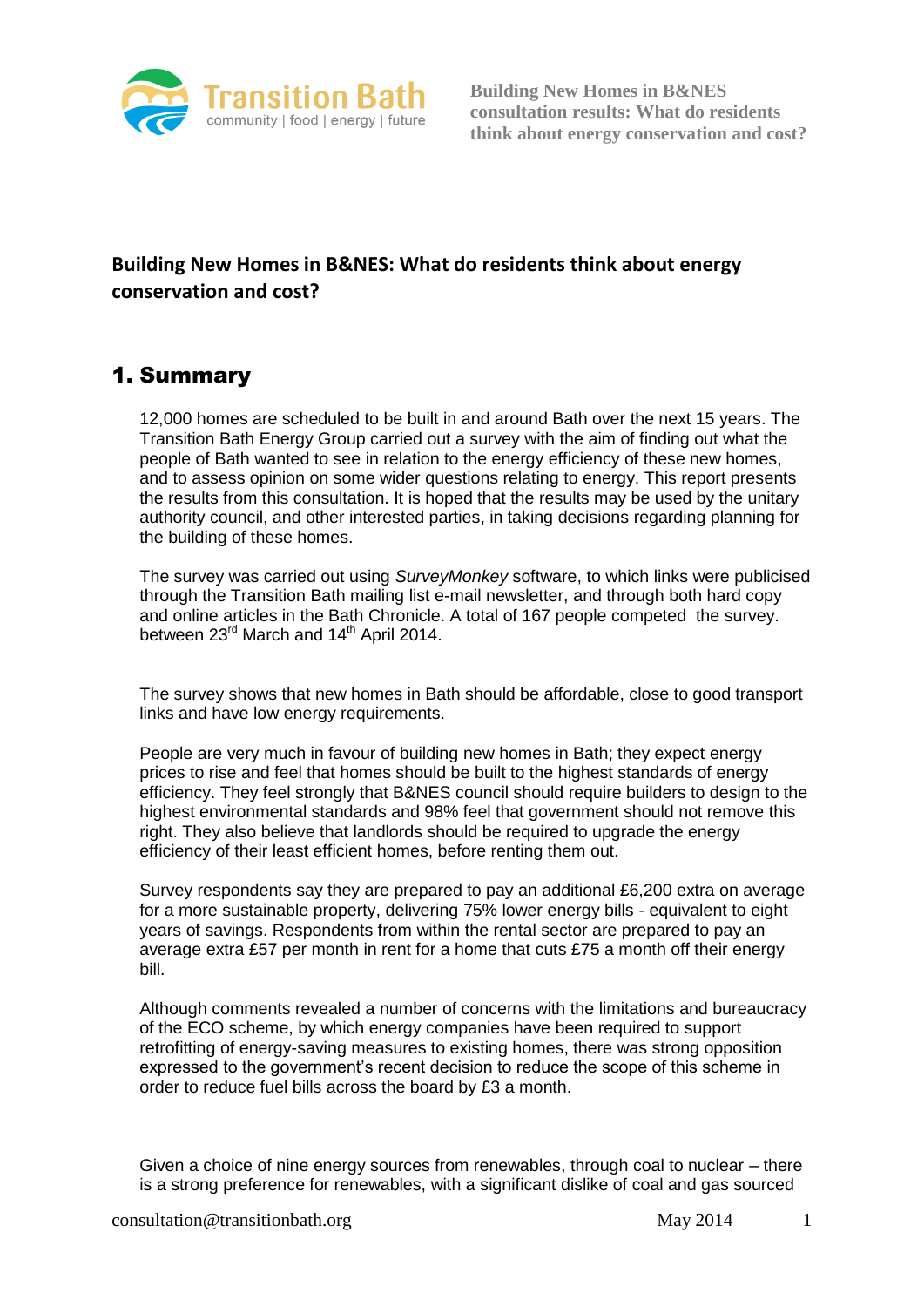# Building New Homes in B&NES: What do residents think about energy conservation and cost?

## 1. Summary

12,000 homes are scheduled to be built in and around Bath over the next 15 years. The Transition Bath Energy Group carried out a survey with the aim of finding out what the people of Bath wanted to see in relation to the energy efficiency of these new homes, and to assess opinion on some wider questions relating to energy. This report presents the results from this consultation. It is hoped that the results may be used by the unitary authority council, and other interested parties, in taking decisions regarding planning for the building of these homes.

The survey was carried out using *SurveyMonkey* software, to which links were publicised through the Transition Bath mailing list e-mail newsletter, and through both hard copy and online articles in the Bath Chronicle. A total of 167 people competed the survey. between 23rd March and 14th April 2014.

The survey shows that new homes in Bath should be affordable, close to good transport links and have low energy requirements.

People are very much in favour of building new homes in Bath; they expect energy prices to rise and feel that homes should be built to the highest standards of energy efficiency. They feel strongly that B&NES council should require builders to design to the highest environmental standards and 98% feel that government should not remove this right. They also believe that landlords should be required to upgrade the energy efficiency of their least efficient homes, before renting them out.

Survey respondents say they are prepared to pay an additional £6,200 extra on average for a more sustainable property, delivering 75% lower energy bills - equivalent to eight years of savings. Respondents from within the rental sector are prepared to pay an average extra £57 per month in rent for a home that cuts £75 a month off their energy bill.

Although comments revealed a number of concerns with the limitations and bureaucracy of the ECO scheme, by which energy companies have been required to support retrofitting of energy-saving measures to existing homes, there was strong opposition expressed to the government's recent decision to reduce the scope of this scheme in order to reduce fuel bills across the board by £3 a month.

Given a choice of nine energy sources from renewables, through coal to nuclear – there is a strong preference for renewables, with a significant dislike of coal and gas sourced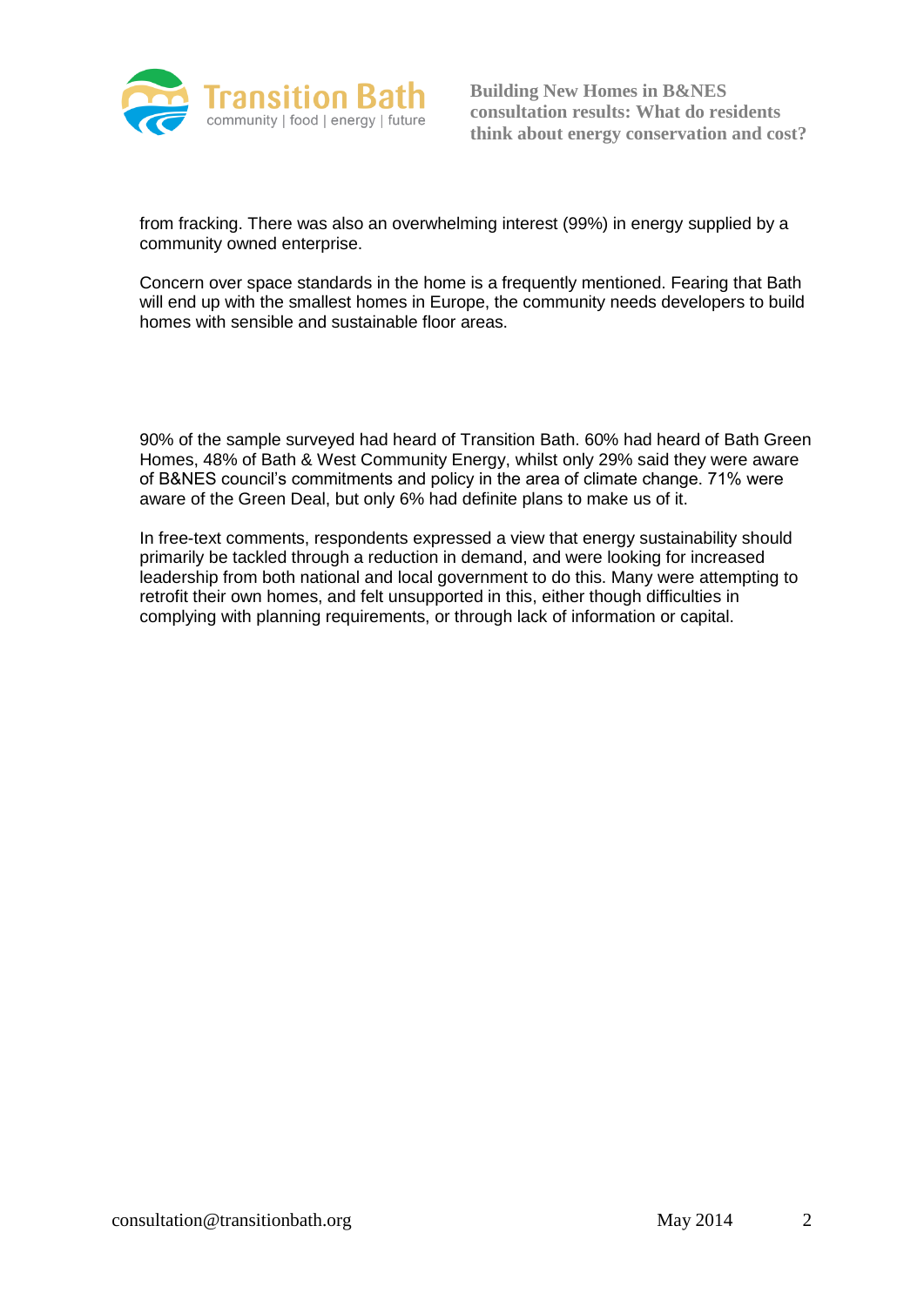from fracking. There was also an overwhelming interest (99%) in energy supplied by a community owned enterprise.

Concern over space standards in the home is a frequently mentioned. Fearing that Bath will end up with the smallest homes in Europe, the community needs developers to build homes with sensible and sustainable floor areas.

90% of the sample surveyed had heard of Transition Bath. 60% had heard of Bath Green Homes, 48% of Bath & West Community Energy, whilst only 29% said they were aware of B&NES council's commitments and policy in the area of climate change. 71% were aware of the Green Deal, but only 6% had definite plans to make us of it.

In free-text comments, respondents expressed a view that energy sustainability should primarily be tackled through a reduction in demand, and were looking for increased leadership from both national and local government to do this. Many were attempting to retrofit their own homes, and felt unsupported in this, either though difficulties in complying with planning requirements, or through lack of information or capital.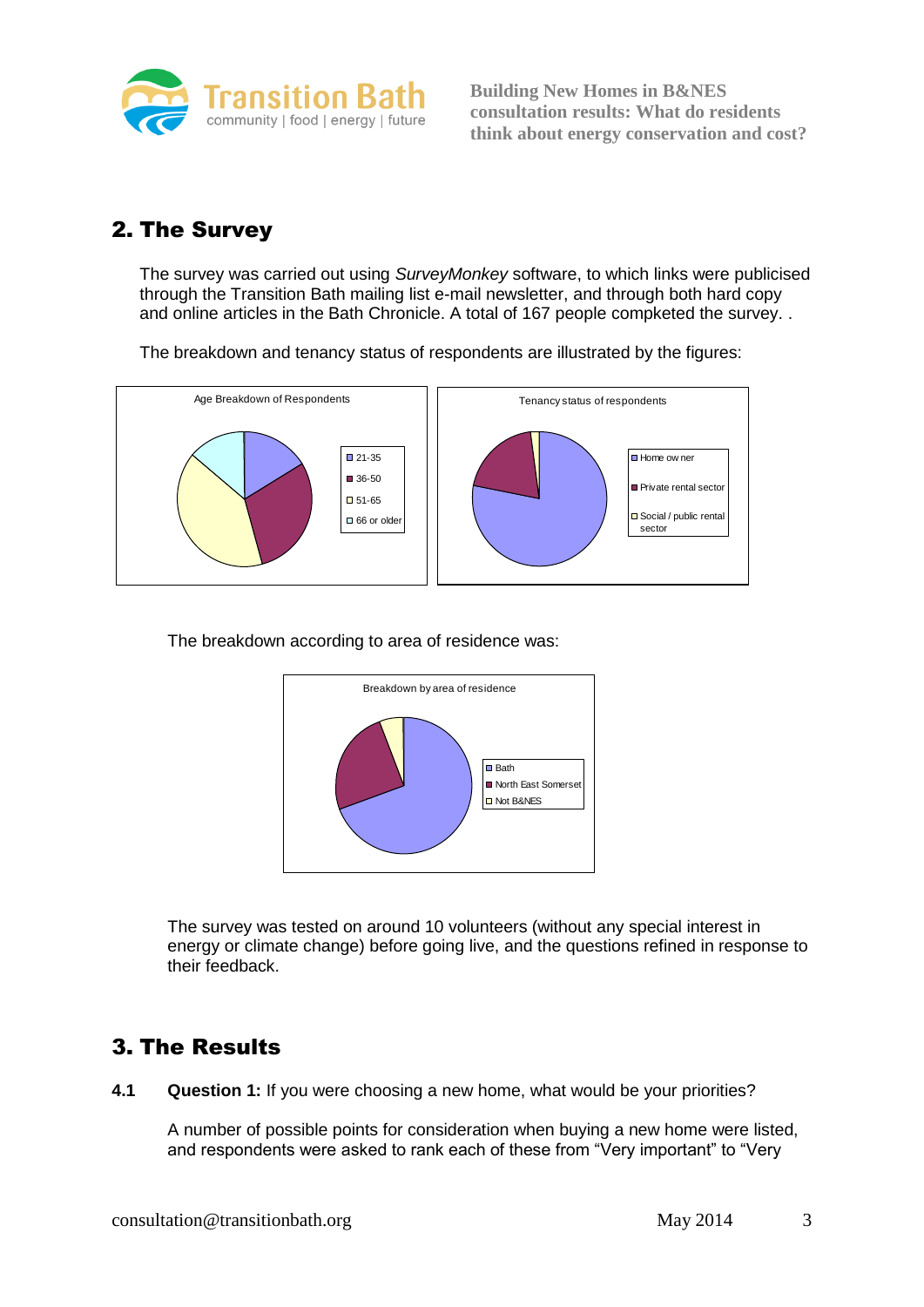## 2. The Survey

The survey was carried out using *SurveyMonkey* software, to which links were publicised through the Transition Bath mailing list e-mail newsletter, and through both hard copy and online articles in the Bath Chronicle. A total of 167 people compketed the survey. .

The breakdown and tenancy status of respondents are illustrated by the figures:

Age Breakdown of Respondents

- 21-35
- 36-50
- 51-65
- 66 or older

Tenancy status of respondents

- Home ow ner
- Private rental sector
- Social / public rental sector

The breakdown according to area of residence was:

Breakdown by area of residence

- Bath
- North East Somerset
- Not B&NES

The survey was tested on around 10 volunteers (without any special interest in energy or climate change) before going live, and the questions refined in response to their feedback.

## 3. The Results

**4.1 Question 1:** If you were choosing a new home, what would be your priorities?

A number of possible points for consideration when buying a new home were listed, and respondents were asked to rank each of these from “Very important” to “Very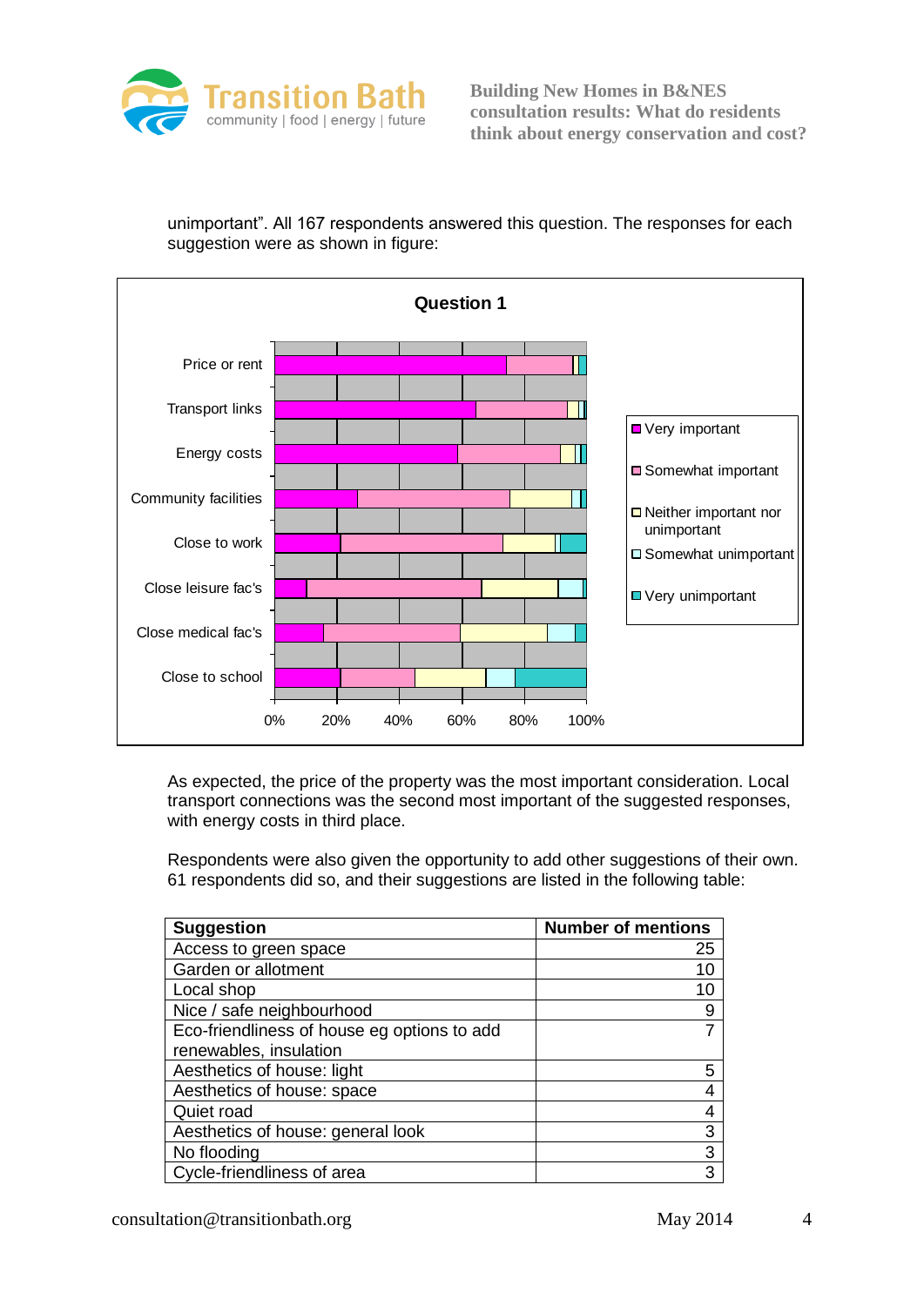unimportant". All 167 respondents answered this question. The responses for each suggestion were as shown in figure:

**Question 1**

As expected, the price of the property was the most important consideration. Local transport connections was the second most important of the suggested responses, with energy costs in third place.

Respondents were also given the opportunity to add other suggestions of their own. 61 respondents did so, and their suggestions are listed in the following table:

| Suggestion | Number of mentions |
|---|---|
| Access to green space | 25 |
| Garden or allotment | 10 |
| Local shop | 10 |
| Nice / safe neighbourhood | 9 |
| Eco-friendliness of house eg options to add renewables, insulation | 7 |
| Aesthetics of house: light | 5 |
| Aesthetics of house: space | 4 |
| Quiet road | 4 |
| Aesthetics of house: general look | 3 |
| No flooding | 3 |
| Cycle-friendliness of area | 3 |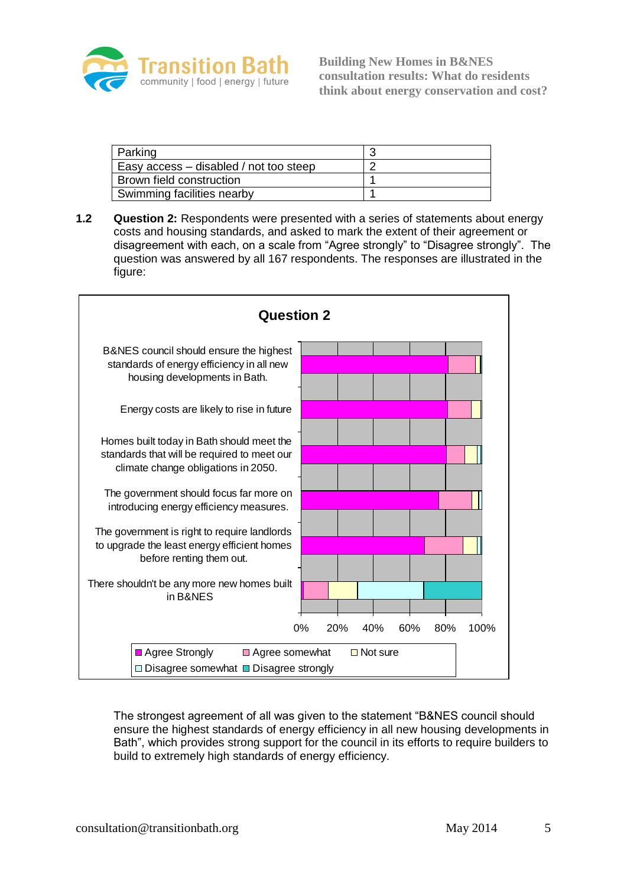| Parking | 3 |
|---|---|
| Easy access – disabled / not too steep | 2 |
| Brown field construction | 1 |
| Swimming facilities nearby | 1 |

**1.2** **Question 2:** Respondents were presented with a series of statements about energy costs and housing standards, and asked to mark the extent of their agreement or disagreement with each, on a scale from "Agree strongly" to "Disagree strongly". The question was answered by all 167 respondents. The responses are illustrated in the figure:

**Question 2**

- B&NES council should ensure the highest standards of energy efficiency in all new housing developments in Bath.
- Energy costs are likely to rise in future
- Homes built today in Bath should meet the standards that will be required to meet our climate change obligations in 2050.
- The government should focus far more on introducing energy efficiency measures.
- The government is right to require landlords to upgrade the least energy efficient homes before renting them out.
- There shouldn't be any more new homes built in B&NES

0% 20% 40% 60% 80% 100%

Agree Strongly / Agree somewhat / Not sure / Disagree somewhat / Disagree strongly

The strongest agreement of all was given to the statement "B&NES council should ensure the highest standards of energy efficiency in all new housing developments in Bath", which provides strong support for the council in its efforts to require builders to build to extremely high standards of energy efficiency.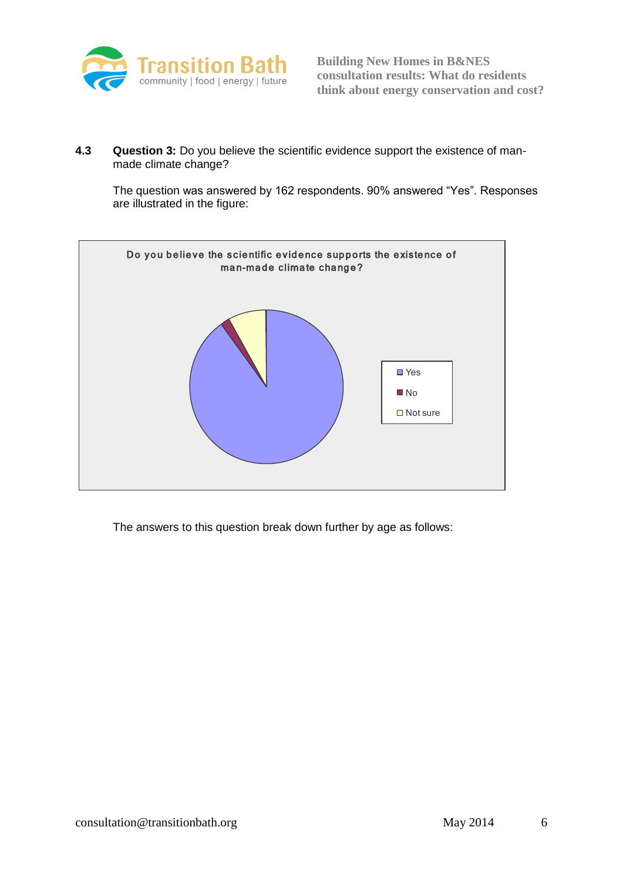**4.3 Question 3:** Do you believe the scientific evidence support the existence of man-made climate change?

The question was answered by 162 respondents. 90% answered "Yes". Responses are illustrated in the figure:

Do you believe the scientific evidence supports the existence of man-made climate change?

- Yes
- No
- Not sure

The answers to this question break down further by age as follows: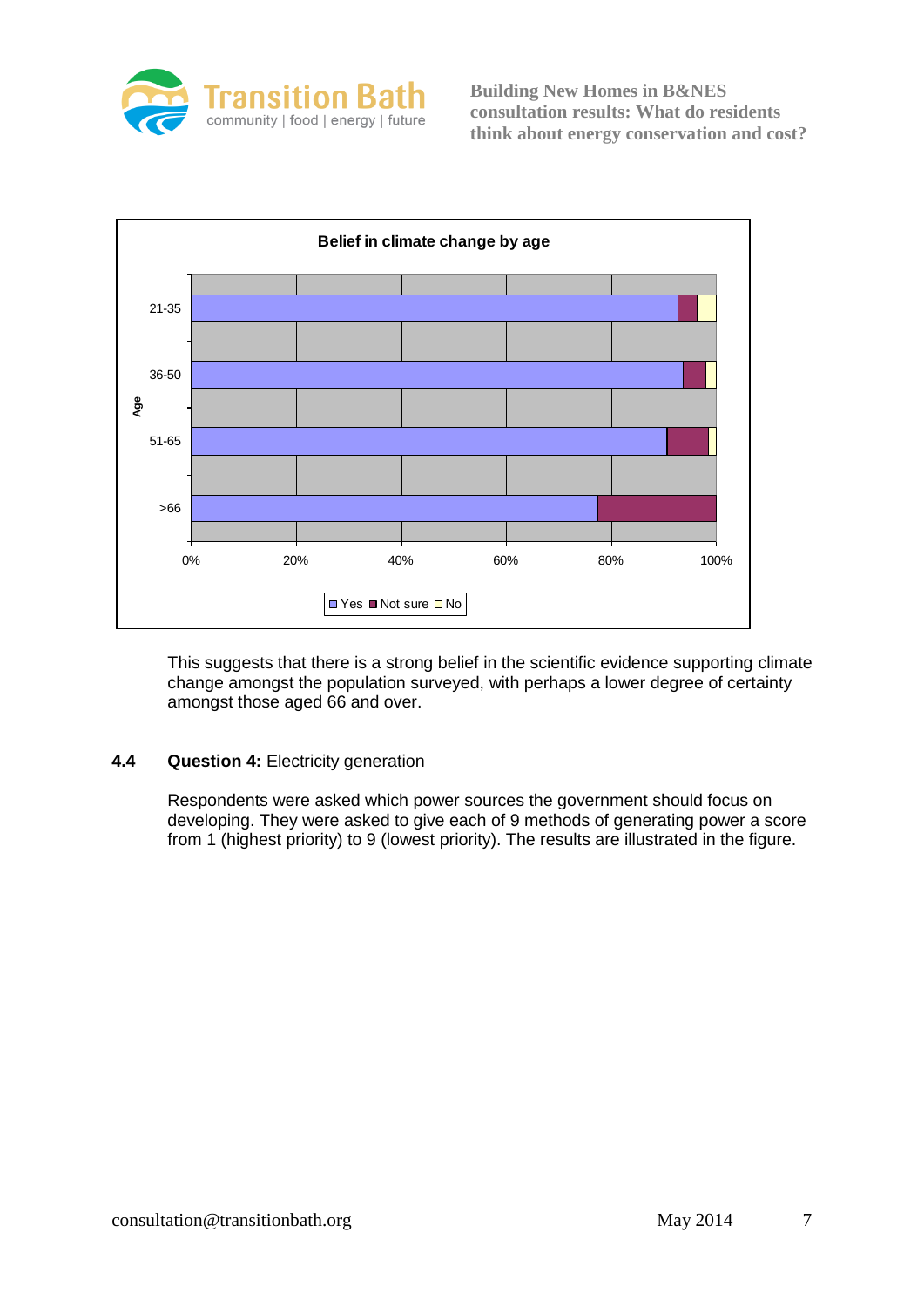**Belief in climate change by age**

This suggests that there is a strong belief in the scientific evidence supporting climate change amongst the population surveyed, with perhaps a lower degree of certainty amongst those aged 66 and over.

## 4.4 **Question 4:** Electricity generation

Respondents were asked which power sources the government should focus on developing. They were asked to give each of 9 methods of generating power a score from 1 (highest priority) to 9 (lowest priority). The results are illustrated in the figure.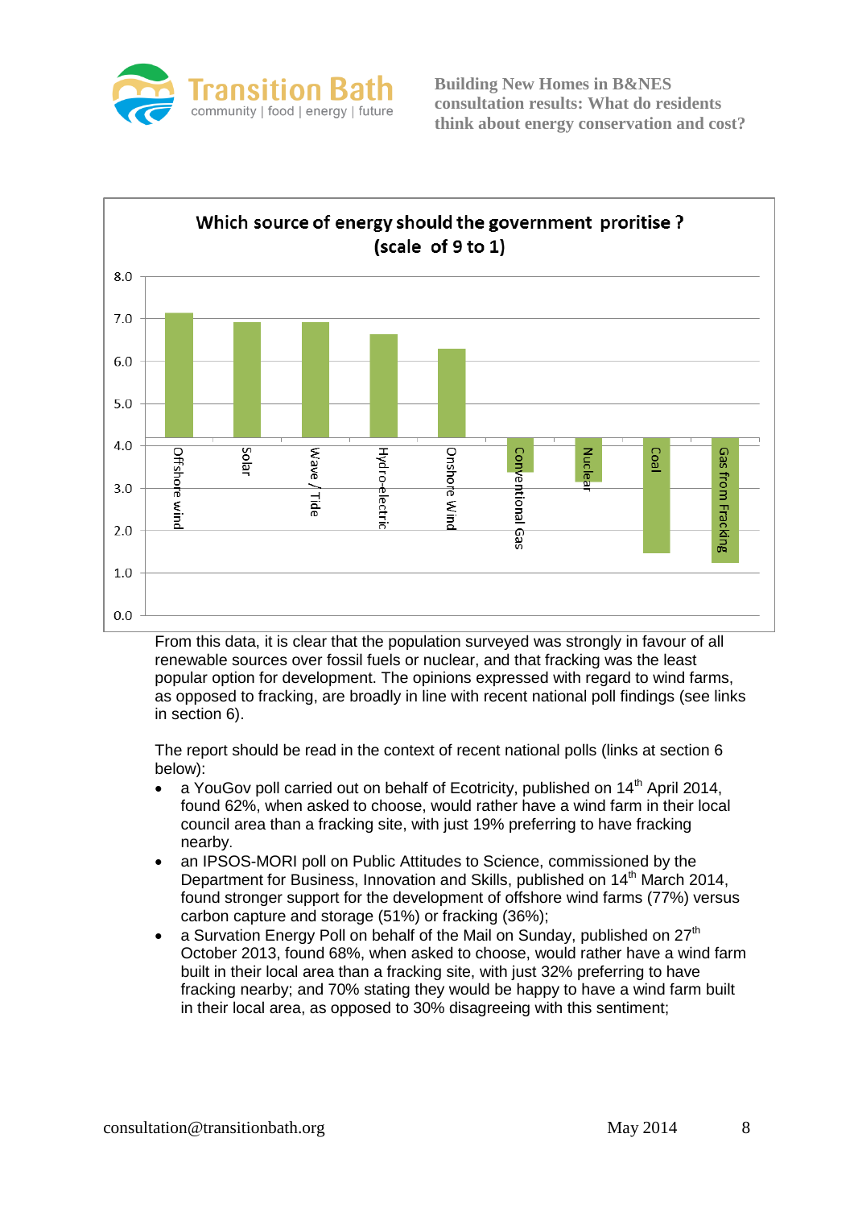**Which source of energy should the government proritise ? (scale of 9 to 1)**

From this data, it is clear that the population surveyed was strongly in favour of all renewable sources over fossil fuels or nuclear, and that fracking was the least popular option for development. The opinions expressed with regard to wind farms, as opposed to fracking, are broadly in line with recent national poll findings (see links in section 6).

The report should be read in the context of recent national polls (links at section 6 below):

- a YouGov poll carried out on behalf of Ecotricity, published on 14th April 2014, found 62%, when asked to choose, would rather have a wind farm in their local council area than a fracking site, with just 19% preferring to have fracking nearby.
- an IPSOS-MORI poll on Public Attitudes to Science, commissioned by the Department for Business, Innovation and Skills, published on 14th March 2014, found stronger support for the development of offshore wind farms (77%) versus carbon capture and storage (51%) or fracking (36%);
- a Survation Energy Poll on behalf of the Mail on Sunday, published on 27th October 2013, found 68%, when asked to choose, would rather have a wind farm built in their local area than a fracking site, with just 32% preferring to have fracking nearby; and 70% stating they would be happy to have a wind farm built in their local area, as opposed to 30% disagreeing with this sentiment;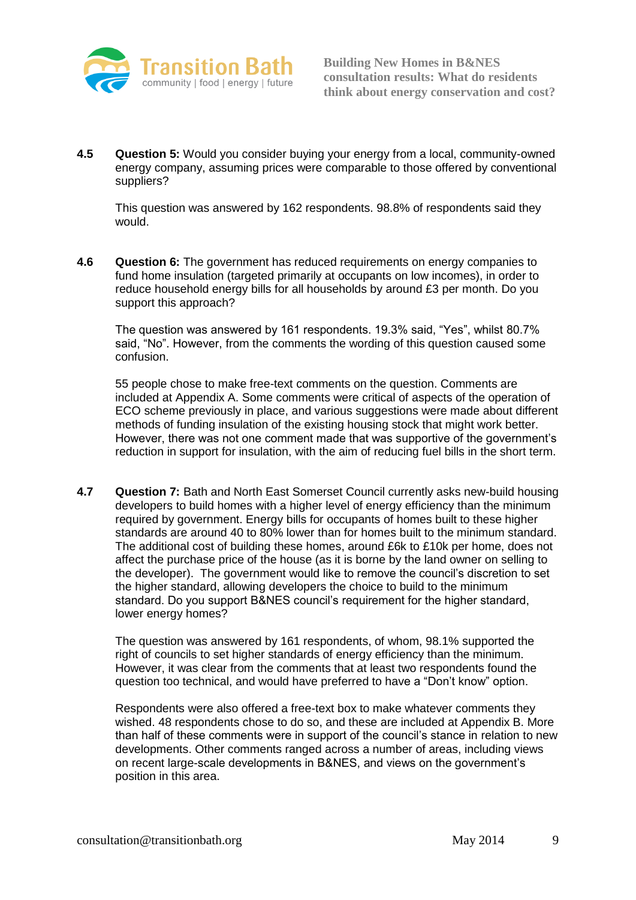**4.5** **Question 5:** Would you consider buying your energy from a local, community-owned energy company, assuming prices were comparable to those offered by conventional suppliers?

This question was answered by 162 respondents. 98.8% of respondents said they would.

**4.6** **Question 6:** The government has reduced requirements on energy companies to fund home insulation (targeted primarily at occupants on low incomes), in order to reduce household energy bills for all households by around £3 per month. Do you support this approach?

The question was answered by 161 respondents. 19.3% said, “Yes”, whilst 80.7% said, “No”. However, from the comments the wording of this question caused some confusion.

55 people chose to make free-text comments on the question. Comments are included at Appendix A. Some comments were critical of aspects of the operation of ECO scheme previously in place, and various suggestions were made about different methods of funding insulation of the existing housing stock that might work better. However, there was not one comment made that was supportive of the government’s reduction in support for insulation, with the aim of reducing fuel bills in the short term.

**4.7** **Question 7:** Bath and North East Somerset Council currently asks new-build housing developers to build homes with a higher level of energy efficiency than the minimum required by government. Energy bills for occupants of homes built to these higher standards are around 40 to 80% lower than for homes built to the minimum standard. The additional cost of building these homes, around £6k to £10k per home, does not affect the purchase price of the house (as it is borne by the land owner on selling to the developer). The government would like to remove the council’s discretion to set the higher standard, allowing developers the choice to build to the minimum standard. Do you support B&NES council’s requirement for the higher standard, lower energy homes?

The question was answered by 161 respondents, of whom, 98.1% supported the right of councils to set higher standards of energy efficiency than the minimum. However, it was clear from the comments that at least two respondents found the question too technical, and would have preferred to have a “Don’t know” option.

Respondents were also offered a free-text box to make whatever comments they wished. 48 respondents chose to do so, and these are included at Appendix B. More than half of these comments were in support of the council’s stance in relation to new developments. Other comments ranged across a number of areas, including views on recent large-scale developments in B&NES, and views on the government’s position in this area.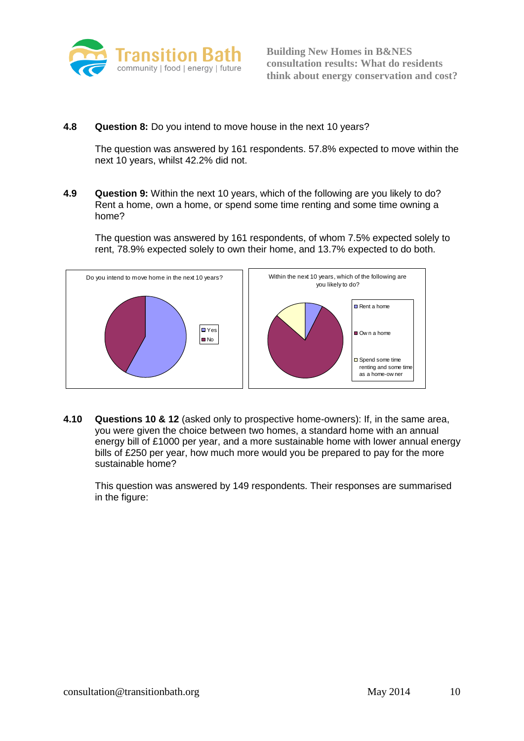**4.8 Question 8:** Do you intend to move house in the next 10 years?

The question was answered by 161 respondents. 57.8% expected to move within the next 10 years, whilst 42.2% did not.

**4.9 Question 9:** Within the next 10 years, which of the following are you likely to do? Rent a home, own a home, or spend some time renting and some time owning a home?

The question was answered by 161 respondents, of whom 7.5% expected solely to rent, 78.9% expected solely to own their home, and 13.7% expected to do both.

**4.10 Questions 10 & 12** (asked only to prospective home-owners): If, in the same area, you were given the choice between two homes, a standard home with an annual energy bill of £1000 per year, and a more sustainable home with lower annual energy bills of £250 per year, how much more would you be prepared to pay for the more sustainable home?

This question was answered by 149 respondents. Their responses are summarised in the figure: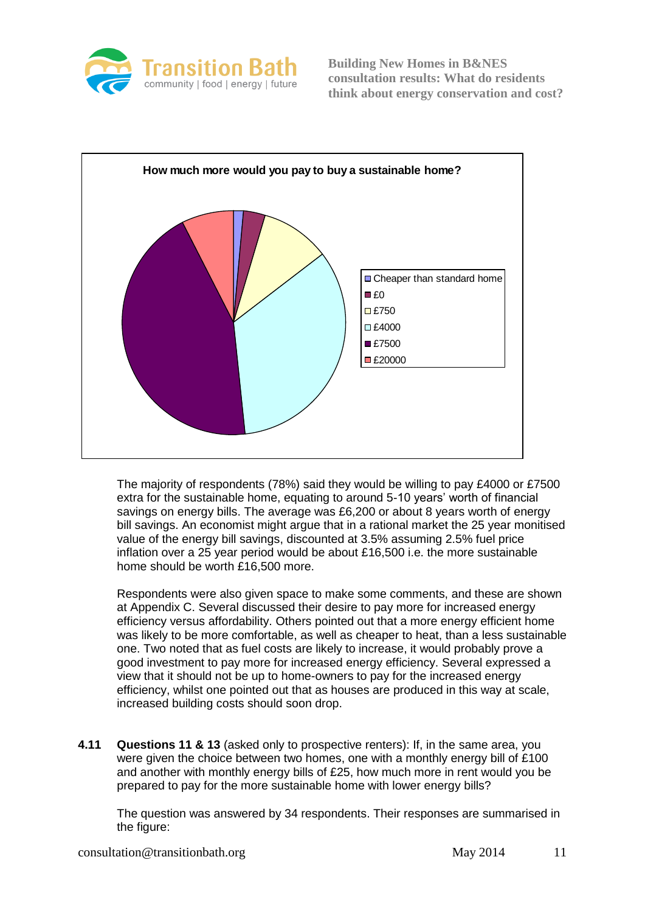How much more would you pay to buy a sustainable home?

- Cheaper than standard home
- £0
- £750
- £4000
- £7500
- £20000

The majority of respondents (78%) said they would be willing to pay £4000 or £7500 extra for the sustainable home, equating to around 5-10 years' worth of financial savings on energy bills. The average was £6,200 or about 8 years worth of energy bill savings. An economist might argue that in a rational market the 25 year monitised value of the energy bill savings, discounted at 3.5% assuming 2.5% fuel price inflation over a 25 year period would be about £16,500 i.e. the more sustainable home should be worth £16,500 more.

Respondents were also given space to make some comments, and these are shown at Appendix C. Several discussed their desire to pay more for increased energy efficiency versus affordability. Others pointed out that a more energy efficient home was likely to be more comfortable, as well as cheaper to heat, than a less sustainable one. Two noted that as fuel costs are likely to increase, it would probably prove a good investment to pay more for increased energy efficiency. Several expressed a view that it should not be up to home-owners to pay for the increased energy efficiency, whilst one pointed out that as houses are produced in this way at scale, increased building costs should soon drop.

**4.11** **Questions 11 & 13** (asked only to prospective renters): If, in the same area, you were given the choice between two homes, one with a monthly energy bill of £100 and another with monthly energy bills of £25, how much more in rent would you be prepared to pay for the more sustainable home with lower energy bills?

The question was answered by 34 respondents. Their responses are summarised in the figure: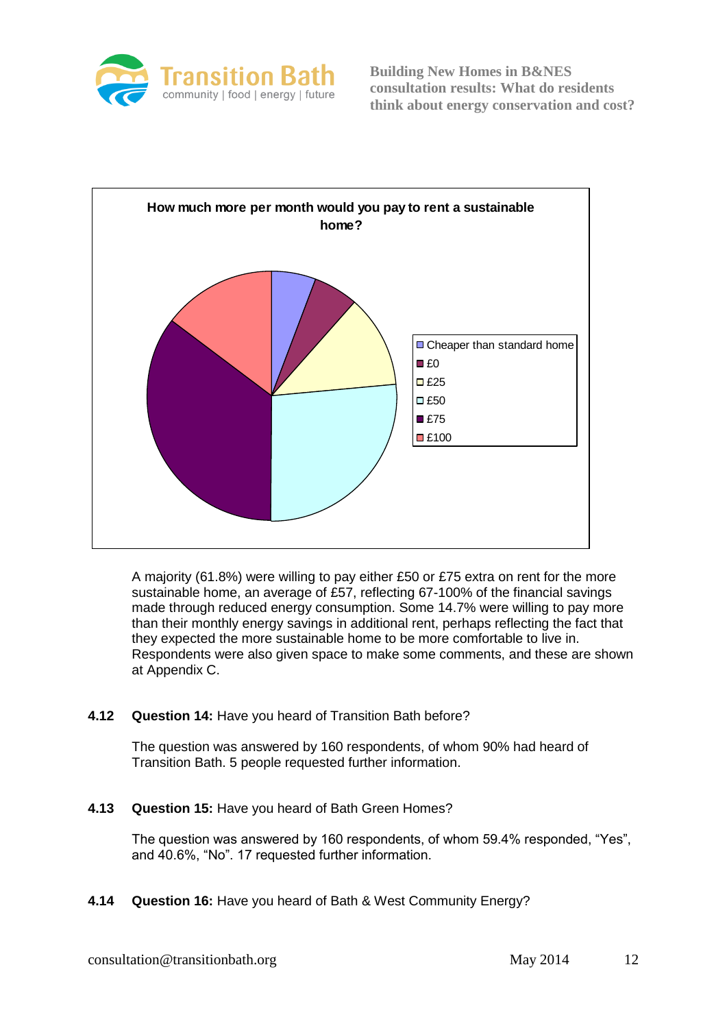**How much more per month would you pay to rent a sustainable home?**

- Cheaper than standard home
- £0
- £25
- £50
- £75
- £100

A majority (61.8%) were willing to pay either £50 or £75 extra on rent for the more sustainable home, an average of £57, reflecting 67-100% of the financial savings made through reduced energy consumption. Some 14.7% were willing to pay more than their monthly energy savings in additional rent, perhaps reflecting the fact that they expected the more sustainable home to be more comfortable to live in. Respondents were also given space to make some comments, and these are shown at Appendix C.

**4.12 Question 14:** Have you heard of Transition Bath before?

The question was answered by 160 respondents, of whom 90% had heard of Transition Bath. 5 people requested further information.

**4.13 Question 15:** Have you heard of Bath Green Homes?

The question was answered by 160 respondents, of whom 59.4% responded, "Yes", and 40.6%, "No". 17 requested further information.

**4.14 Question 16:** Have you heard of Bath & West Community Energy?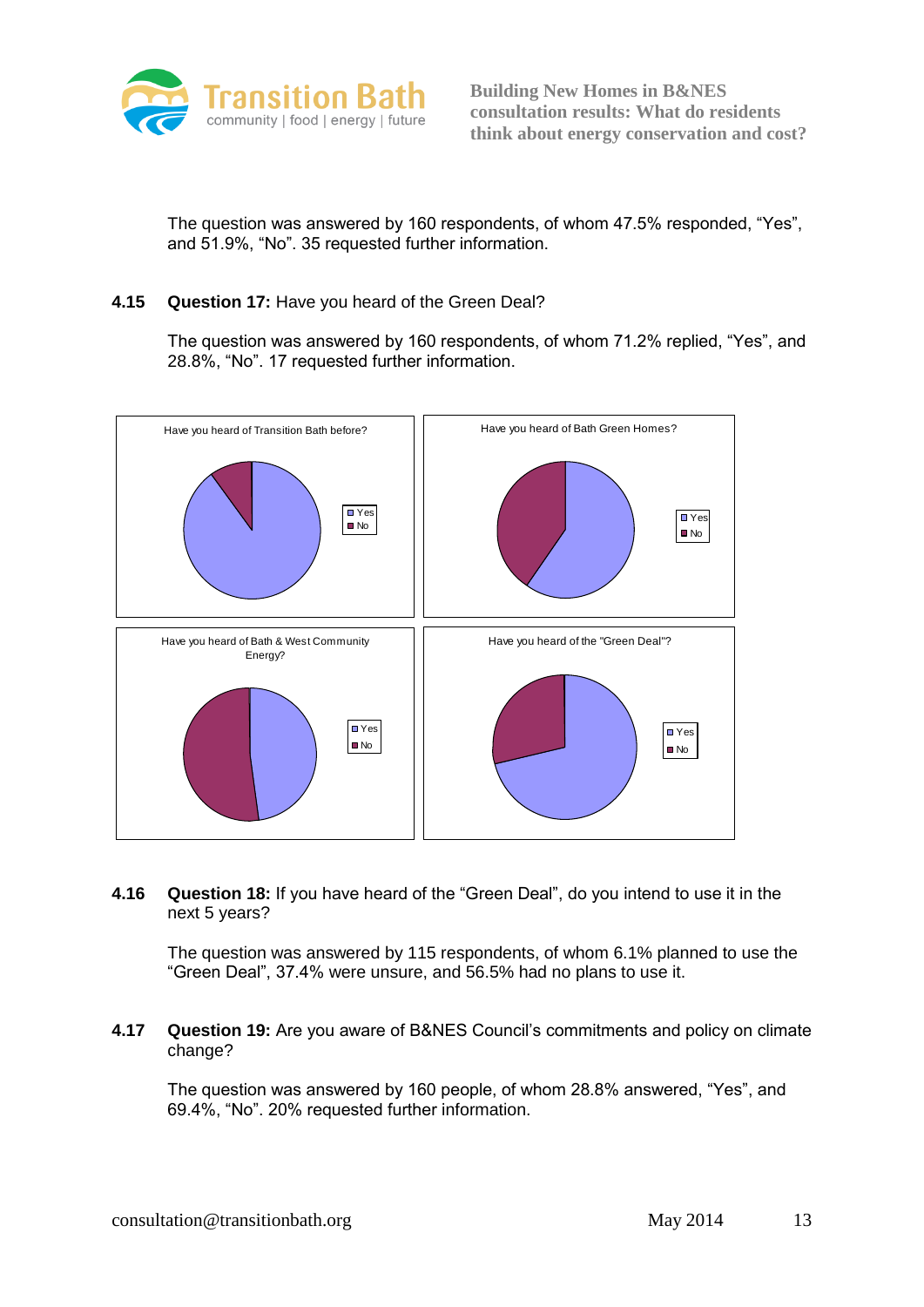The question was answered by 160 respondents, of whom 47.5% responded, “Yes”, and 51.9%, “No”. 35 requested further information.

**4.15 Question 17:** Have you heard of the Green Deal?

The question was answered by 160 respondents, of whom 71.2% replied, “Yes”, and 28.8%, “No”. 17 requested further information.

Have you heard of Transition Bath before?

Have you heard of Bath Green Homes?

Have you heard of Bath & West Community Energy?

Have you heard of the "Green Deal"?

**4.16 Question 18:** If you have heard of the “Green Deal”, do you intend to use it in the next 5 years?

The question was answered by 115 respondents, of whom 6.1% planned to use the “Green Deal”, 37.4% were unsure, and 56.5% had no plans to use it.

**4.17 Question 19:** Are you aware of B&NES Council’s commitments and policy on climate change?

The question was answered by 160 people, of whom 28.8% answered, “Yes”, and 69.4%, “No”. 20% requested further information.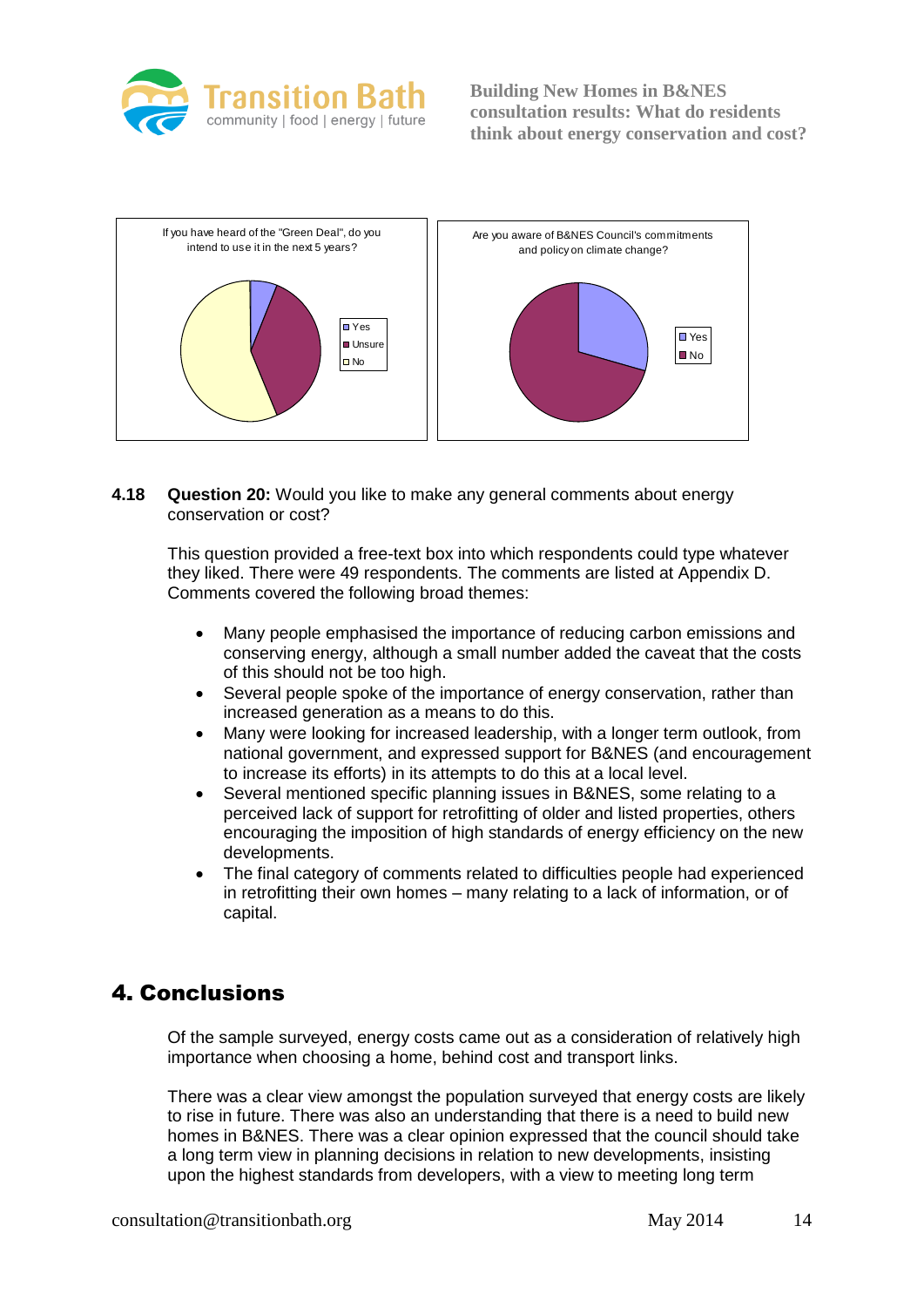If you have heard of the "Green Deal", do you intend to use it in the next 5 years?

Yes | Unsure | No

Are you aware of B&NES Council's commitments and policy on climate change?

Yes | No

**4.18** **Question 20:** Would you like to make any general comments about energy conservation or cost?

This question provided a free-text box into which respondents could type whatever they liked. There were 49 respondents. The comments are listed at Appendix D. Comments covered the following broad themes:

- Many people emphasised the importance of reducing carbon emissions and conserving energy, although a small number added the caveat that the costs of this should not be too high.
- Several people spoke of the importance of energy conservation, rather than increased generation as a means to do this.
- Many were looking for increased leadership, with a longer term outlook, from national government, and expressed support for B&NES (and encouragement to increase its efforts) in its attempts to do this at a local level.
- Several mentioned specific planning issues in B&NES, some relating to a perceived lack of support for retrofitting of older and listed properties, others encouraging the imposition of high standards of energy efficiency on the new developments.
- The final category of comments related to difficulties people had experienced in retrofitting their own homes – many relating to a lack of information, or of capital.

## 4. Conclusions

Of the sample surveyed, energy costs came out as a consideration of relatively high importance when choosing a home, behind cost and transport links.

There was a clear view amongst the population surveyed that energy costs are likely to rise in future. There was also an understanding that there is a need to build new homes in B&NES. There was a clear opinion expressed that the council should take a long term view in planning decisions in relation to new developments, insisting upon the highest standards from developers, with a view to meeting long term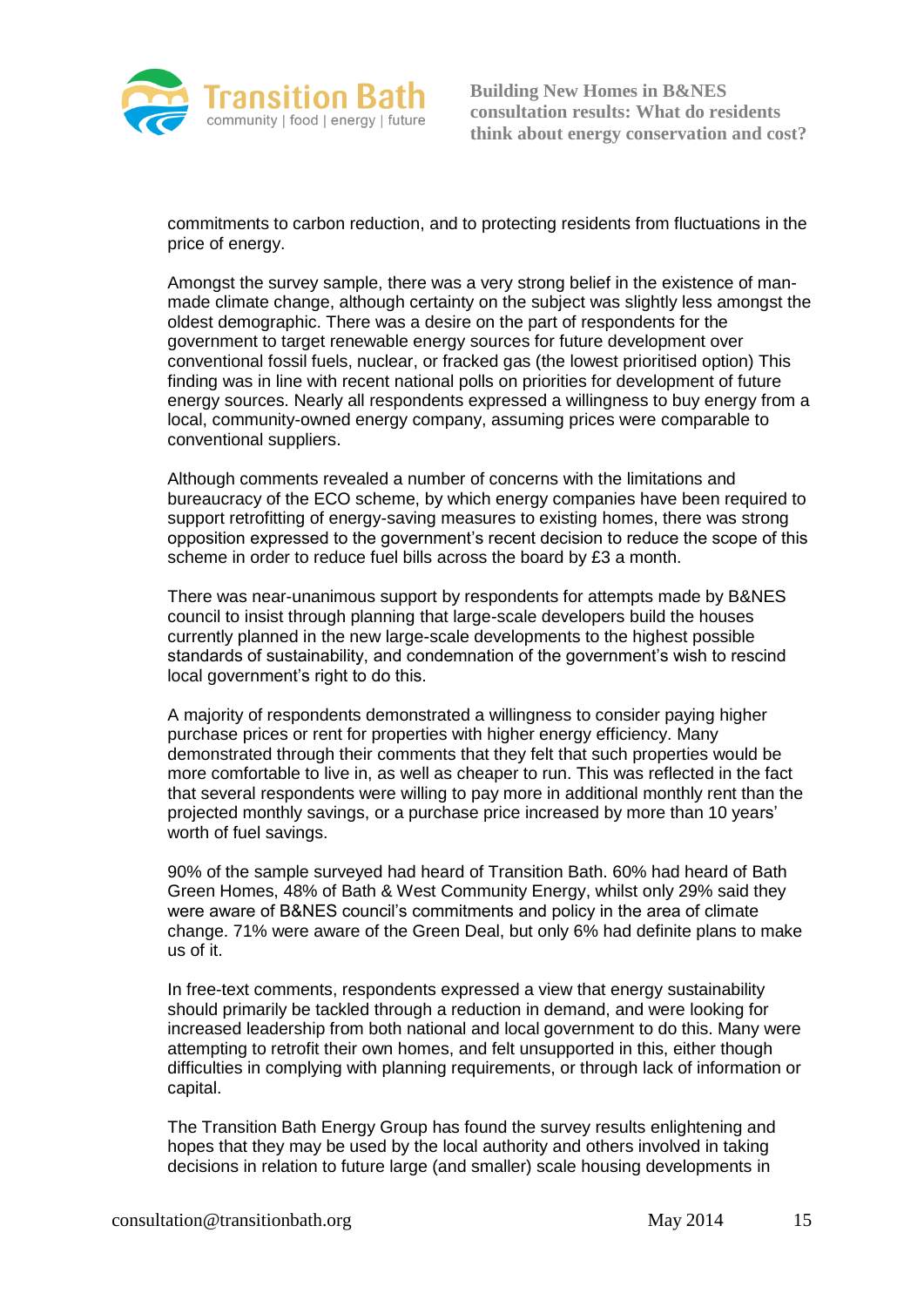commitments to carbon reduction, and to protecting residents from fluctuations in the price of energy.

Amongst the survey sample, there was a very strong belief in the existence of man-made climate change, although certainty on the subject was slightly less amongst the oldest demographic. There was a desire on the part of respondents for the government to target renewable energy sources for future development over conventional fossil fuels, nuclear, or fracked gas (the lowest prioritised option) This finding was in line with recent national polls on priorities for development of future energy sources. Nearly all respondents expressed a willingness to buy energy from a local, community-owned energy company, assuming prices were comparable to conventional suppliers.

Although comments revealed a number of concerns with the limitations and bureaucracy of the ECO scheme, by which energy companies have been required to support retrofitting of energy-saving measures to existing homes, there was strong opposition expressed to the government's recent decision to reduce the scope of this scheme in order to reduce fuel bills across the board by £3 a month.

There was near-unanimous support by respondents for attempts made by B&NES council to insist through planning that large-scale developers build the houses currently planned in the new large-scale developments to the highest possible standards of sustainability, and condemnation of the government's wish to rescind local government's right to do this.

A majority of respondents demonstrated a willingness to consider paying higher purchase prices or rent for properties with higher energy efficiency. Many demonstrated through their comments that they felt that such properties would be more comfortable to live in, as well as cheaper to run. This was reflected in the fact that several respondents were willing to pay more in additional monthly rent than the projected monthly savings, or a purchase price increased by more than 10 years' worth of fuel savings.

90% of the sample surveyed had heard of Transition Bath. 60% had heard of Bath Green Homes, 48% of Bath & West Community Energy, whilst only 29% said they were aware of B&NES council's commitments and policy in the area of climate change. 71% were aware of the Green Deal, but only 6% had definite plans to make us of it.

In free-text comments, respondents expressed a view that energy sustainability should primarily be tackled through a reduction in demand, and were looking for increased leadership from both national and local government to do this. Many were attempting to retrofit their own homes, and felt unsupported in this, either though difficulties in complying with planning requirements, or through lack of information or capital.

The Transition Bath Energy Group has found the survey results enlightening and hopes that they may be used by the local authority and others involved in taking decisions in relation to future large (and smaller) scale housing developments in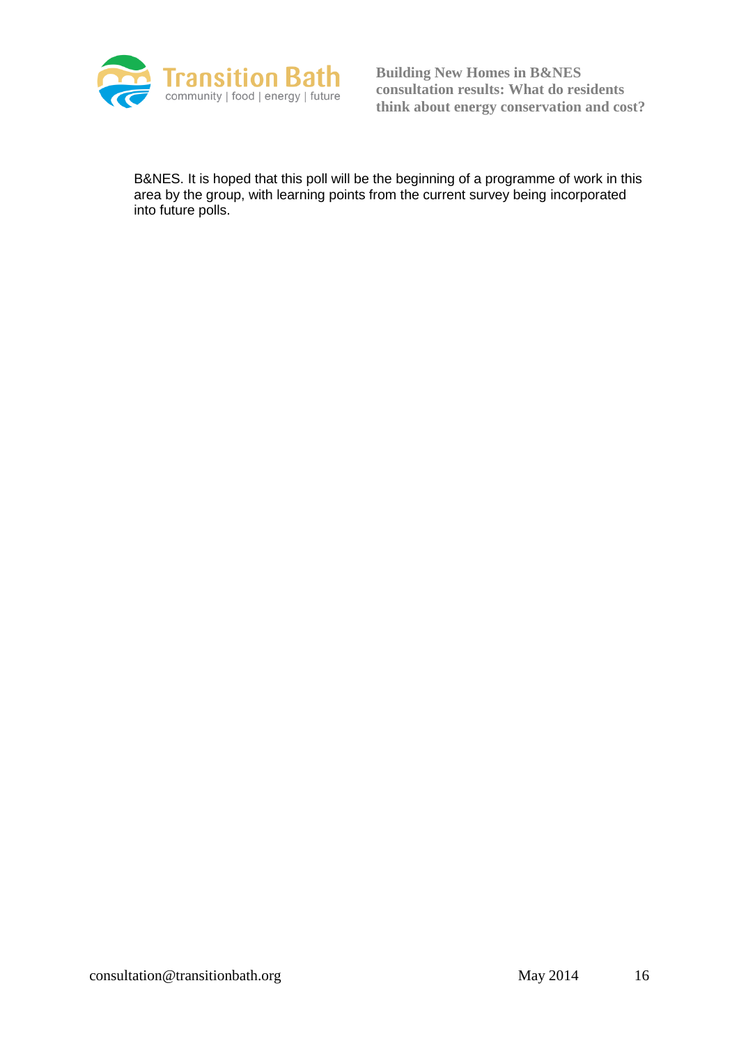B&NES. It is hoped that this poll will be the beginning of a programme of work in this area by the group, with learning points from the current survey being incorporated into future polls.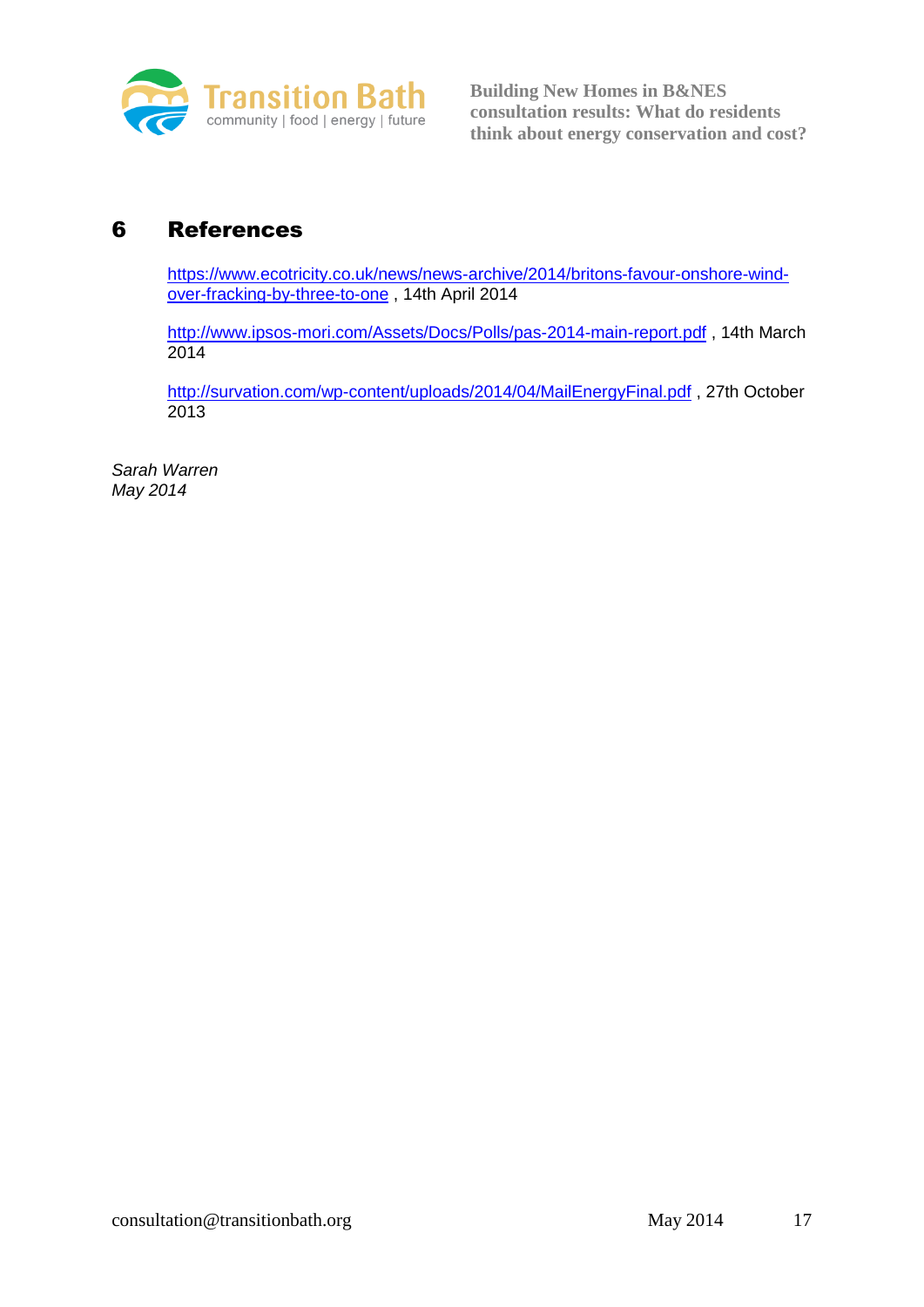# 6 References

https://www.ecotricity.co.uk/news/news-archive/2014/britons-favour-onshore-wind-over-fracking-by-three-to-one , 14th April 2014

http://www.ipsos-mori.com/Assets/Docs/Polls/pas-2014-main-report.pdf , 14th March 2014

http://survation.com/wp-content/uploads/2014/04/MailEnergyFinal.pdf , 27th October 2013

*Sarah Warren*
*May 2014*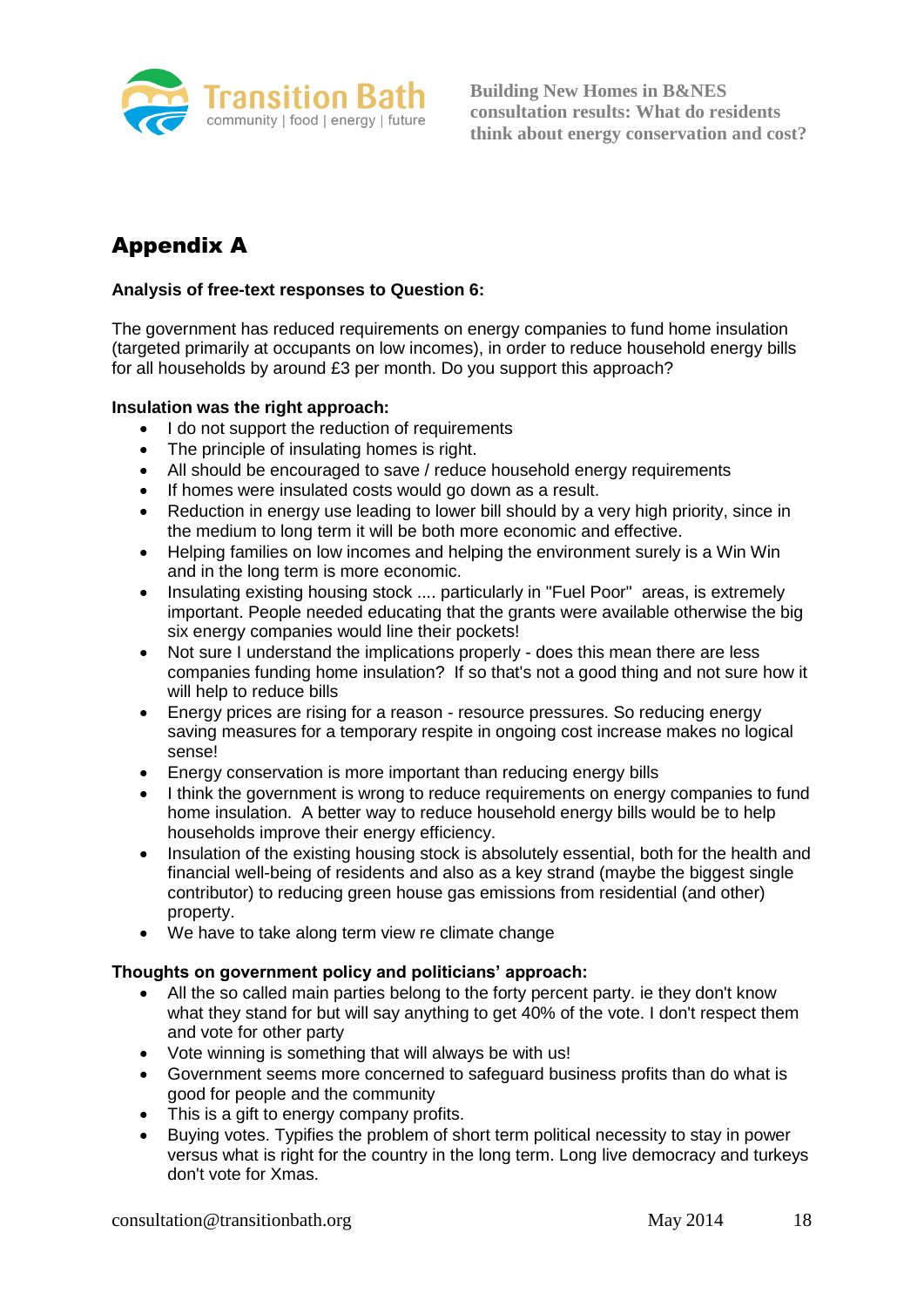# Appendix A

**Analysis of free-text responses to Question 6:**

The government has reduced requirements on energy companies to fund home insulation (targeted primarily at occupants on low incomes), in order to reduce household energy bills for all households by around £3 per month. Do you support this approach?

**Insulation was the right approach:**

- I do not support the reduction of requirements
- The principle of insulating homes is right.
- All should be encouraged to save / reduce household energy requirements
- If homes were insulated costs would go down as a result.
- Reduction in energy use leading to lower bill should by a very high priority, since in the medium to long term it will be both more economic and effective.
- Helping families on low incomes and helping the environment surely is a Win Win and in the long term is more economic.
- Insulating existing housing stock .... particularly in "Fuel Poor" areas, is extremely important. People needed educating that the grants were available otherwise the big six energy companies would line their pockets!
- Not sure I understand the implications properly - does this mean there are less companies funding home insulation? If so that's not a good thing and not sure how it will help to reduce bills
- Energy prices are rising for a reason - resource pressures. So reducing energy saving measures for a temporary respite in ongoing cost increase makes no logical sense!
- Energy conservation is more important than reducing energy bills
- I think the government is wrong to reduce requirements on energy companies to fund home insulation. A better way to reduce household energy bills would be to help households improve their energy efficiency.
- Insulation of the existing housing stock is absolutely essential, both for the health and financial well-being of residents and also as a key strand (maybe the biggest single contributor) to reducing green house gas emissions from residential (and other) property.
- We have to take along term view re climate change

**Thoughts on government policy and politicians' approach:**

- All the so called main parties belong to the forty percent party. ie they don't know what they stand for but will say anything to get 40% of the vote. I don't respect them and vote for other party
- Vote winning is something that will always be with us!
- Government seems more concerned to safeguard business profits than do what is good for people and the community
- This is a gift to energy company profits.
- Buying votes. Typifies the problem of short term political necessity to stay in power versus what is right for the country in the long term. Long live democracy and turkeys don't vote for Xmas.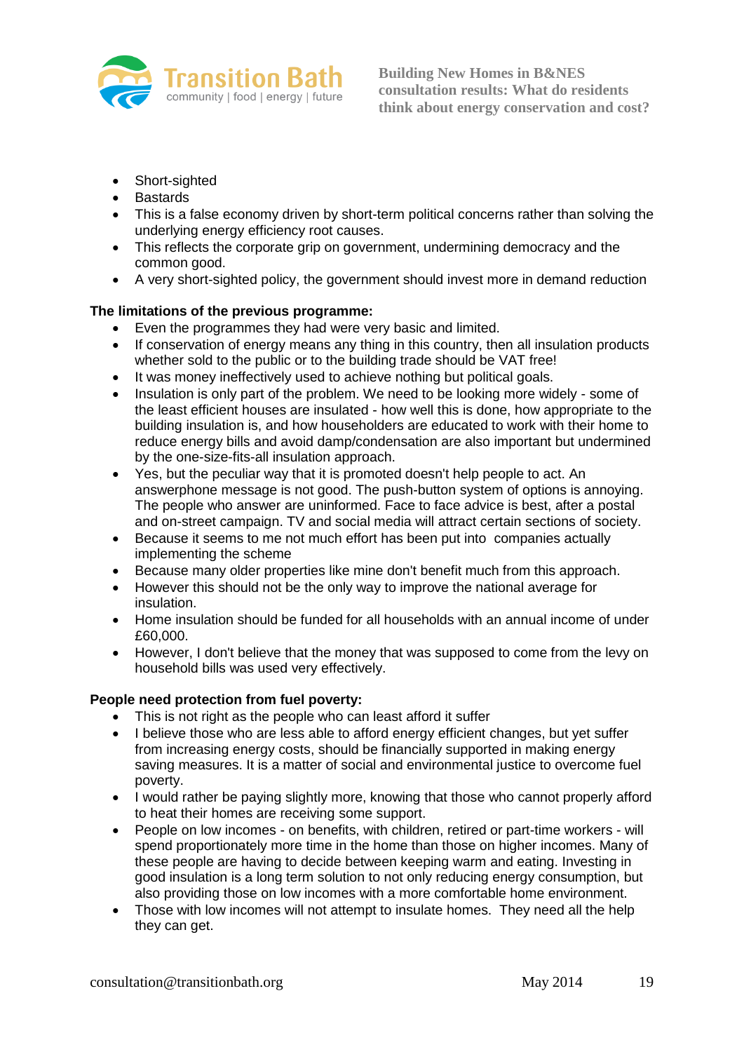- Short-sighted
- Bastards
- This is a false economy driven by short-term political concerns rather than solving the underlying energy efficiency root causes.
- This reflects the corporate grip on government, undermining democracy and the common good.
- A very short-sighted policy, the government should invest more in demand reduction

**The limitations of the previous programme:**

- Even the programmes they had were very basic and limited.
- If conservation of energy means any thing in this country, then all insulation products whether sold to the public or to the building trade should be VAT free!
- It was money ineffectively used to achieve nothing but political goals.
- Insulation is only part of the problem. We need to be looking more widely - some of the least efficient houses are insulated - how well this is done, how appropriate to the building insulation is, and how householders are educated to work with their home to reduce energy bills and avoid damp/condensation are also important but undermined by the one-size-fits-all insulation approach.
- Yes, but the peculiar way that it is promoted doesn't help people to act. An answerphone message is not good. The push-button system of options is annoying. The people who answer are uninformed. Face to face advice is best, after a postal and on-street campaign. TV and social media will attract certain sections of society.
- Because it seems to me not much effort has been put into companies actually implementing the scheme
- Because many older properties like mine don't benefit much from this approach.
- However this should not be the only way to improve the national average for insulation.
- Home insulation should be funded for all households with an annual income of under £60,000.
- However, I don't believe that the money that was supposed to come from the levy on household bills was used very effectively.

**People need protection from fuel poverty:**

- This is not right as the people who can least afford it suffer
- I believe those who are less able to afford energy efficient changes, but yet suffer from increasing energy costs, should be financially supported in making energy saving measures. It is a matter of social and environmental justice to overcome fuel poverty.
- I would rather be paying slightly more, knowing that those who cannot properly afford to heat their homes are receiving some support.
- People on low incomes - on benefits, with children, retired or part-time workers - will spend proportionately more time in the home than those on higher incomes. Many of these people are having to decide between keeping warm and eating. Investing in good insulation is a long term solution to not only reducing energy consumption, but also providing those on low incomes with a more comfortable home environment.
- Those with low incomes will not attempt to insulate homes. They need all the help they can get.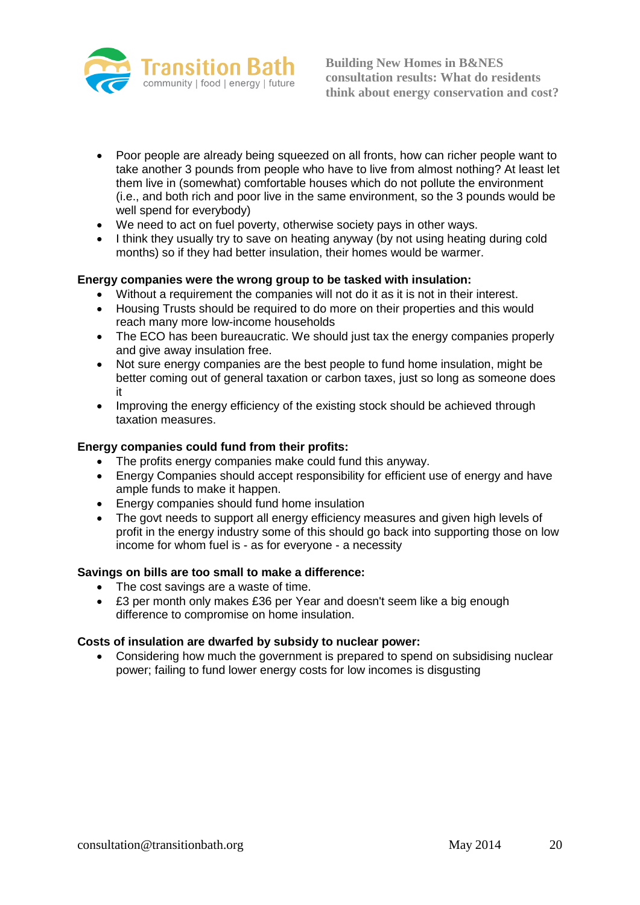- Poor people are already being squeezed on all fronts, how can richer people want to take another 3 pounds from people who have to live from almost nothing? At least let them live in (somewhat) comfortable houses which do not pollute the environment (i.e., and both rich and poor live in the same environment, so the 3 pounds would be well spend for everybody)
- We need to act on fuel poverty, otherwise society pays in other ways.
- I think they usually try to save on heating anyway (by not using heating during cold months) so if they had better insulation, their homes would be warmer.

**Energy companies were the wrong group to be tasked with insulation:**

- Without a requirement the companies will not do it as it is not in their interest.
- Housing Trusts should be required to do more on their properties and this would reach many more low-income households
- The ECO has been bureaucratic. We should just tax the energy companies properly and give away insulation free.
- Not sure energy companies are the best people to fund home insulation, might be better coming out of general taxation or carbon taxes, just so long as someone does it
- Improving the energy efficiency of the existing stock should be achieved through taxation measures.

**Energy companies could fund from their profits:**

- The profits energy companies make could fund this anyway.
- Energy Companies should accept responsibility for efficient use of energy and have ample funds to make it happen.
- Energy companies should fund home insulation
- The govt needs to support all energy efficiency measures and given high levels of profit in the energy industry some of this should go back into supporting those on low income for whom fuel is - as for everyone - a necessity

**Savings on bills are too small to make a difference:**

- The cost savings are a waste of time.
- £3 per month only makes £36 per Year and doesn't seem like a big enough difference to compromise on home insulation.

**Costs of insulation are dwarfed by subsidy to nuclear power:**

- Considering how much the government is prepared to spend on subsidising nuclear power; failing to fund lower energy costs for low incomes is disgusting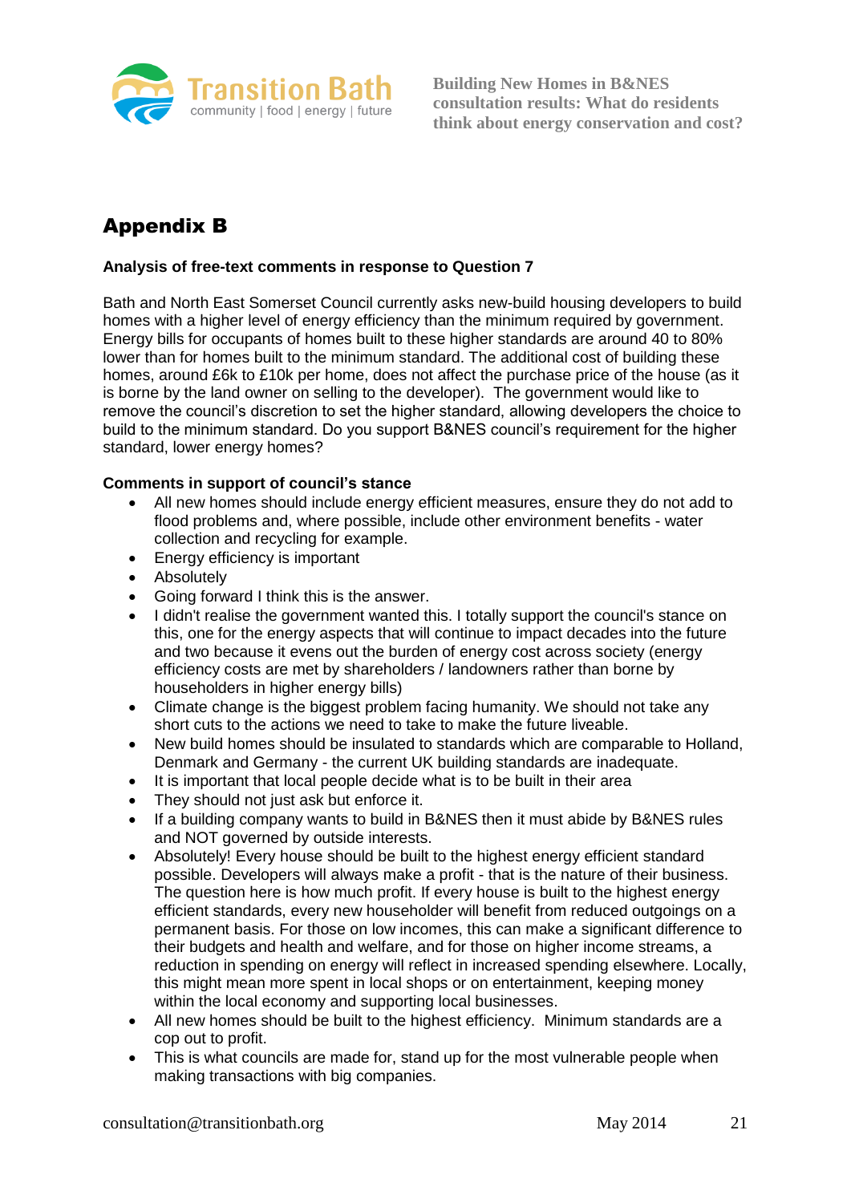## Appendix B

**Analysis of free-text comments in response to Question 7**

Bath and North East Somerset Council currently asks new-build housing developers to build homes with a higher level of energy efficiency than the minimum required by government. Energy bills for occupants of homes built to these higher standards are around 40 to 80% lower than for homes built to the minimum standard. The additional cost of building these homes, around £6k to £10k per home, does not affect the purchase price of the house (as it is borne by the land owner on selling to the developer). The government would like to remove the council's discretion to set the higher standard, allowing developers the choice to build to the minimum standard. Do you support B&NES council's requirement for the higher standard, lower energy homes?

**Comments in support of council's stance**

- All new homes should include energy efficient measures, ensure they do not add to flood problems and, where possible, include other environment benefits - water collection and recycling for example.
- Energy efficiency is important
- Absolutely
- Going forward I think this is the answer.
- I didn't realise the government wanted this. I totally support the council's stance on this, one for the energy aspects that will continue to impact decades into the future and two because it evens out the burden of energy cost across society (energy efficiency costs are met by shareholders / landowners rather than borne by householders in higher energy bills)
- Climate change is the biggest problem facing humanity. We should not take any short cuts to the actions we need to take to make the future liveable.
- New build homes should be insulated to standards which are comparable to Holland, Denmark and Germany - the current UK building standards are inadequate.
- It is important that local people decide what is to be built in their area
- They should not just ask but enforce it.
- If a building company wants to build in B&NES then it must abide by B&NES rules and NOT governed by outside interests.
- Absolutely! Every house should be built to the highest energy efficient standard possible. Developers will always make a profit - that is the nature of their business. The question here is how much profit. If every house is built to the highest energy efficient standards, every new householder will benefit from reduced outgoings on a permanent basis. For those on low incomes, this can make a significant difference to their budgets and health and welfare, and for those on higher income streams, a reduction in spending on energy will reflect in increased spending elsewhere. Locally, this might mean more spent in local shops or on entertainment, keeping money within the local economy and supporting local businesses.
- All new homes should be built to the highest efficiency. Minimum standards are a cop out to profit.
- This is what councils are made for, stand up for the most vulnerable people when making transactions with big companies.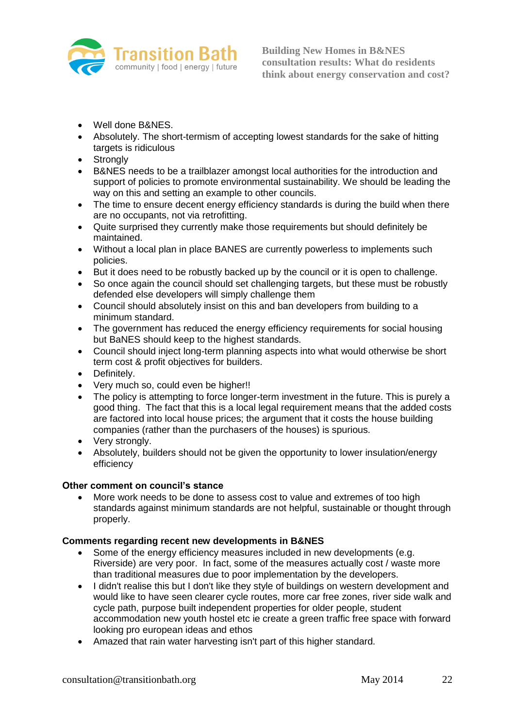- Well done B&NES.
- Absolutely. The short-termism of accepting lowest standards for the sake of hitting targets is ridiculous
- Strongly
- B&NES needs to be a trailblazer amongst local authorities for the introduction and support of policies to promote environmental sustainability. We should be leading the way on this and setting an example to other councils.
- The time to ensure decent energy efficiency standards is during the build when there are no occupants, not via retrofitting.
- Quite surprised they currently make those requirements but should definitely be maintained.
- Without a local plan in place BANES are currently powerless to implements such policies.
- But it does need to be robustly backed up by the council or it is open to challenge.
- So once again the council should set challenging targets, but these must be robustly defended else developers will simply challenge them
- Council should absolutely insist on this and ban developers from building to a minimum standard.
- The government has reduced the energy efficiency requirements for social housing but BaNES should keep to the highest standards.
- Council should inject long-term planning aspects into what would otherwise be short term cost & profit objectives for builders.
- Definitely.
- Very much so, could even be higher!!
- The policy is attempting to force longer-term investment in the future. This is purely a good thing. The fact that this is a local legal requirement means that the added costs are factored into local house prices; the argument that it costs the house building companies (rather than the purchasers of the houses) is spurious.
- Very strongly.
- Absolutely, builders should not be given the opportunity to lower insulation/energy efficiency

**Other comment on council's stance**

- More work needs to be done to assess cost to value and extremes of too high standards against minimum standards are not helpful, sustainable or thought through properly.

**Comments regarding recent new developments in B&NES**

- Some of the energy efficiency measures included in new developments (e.g. Riverside) are very poor. In fact, some of the measures actually cost / waste more than traditional measures due to poor implementation by the developers.
- I didn't realise this but I don't like they style of buildings on western development and would like to have seen clearer cycle routes, more car free zones, river side walk and cycle path, purpose built independent properties for older people, student accommodation new youth hostel etc ie create a green traffic free space with forward looking pro european ideas and ethos
- Amazed that rain water harvesting isn't part of this higher standard.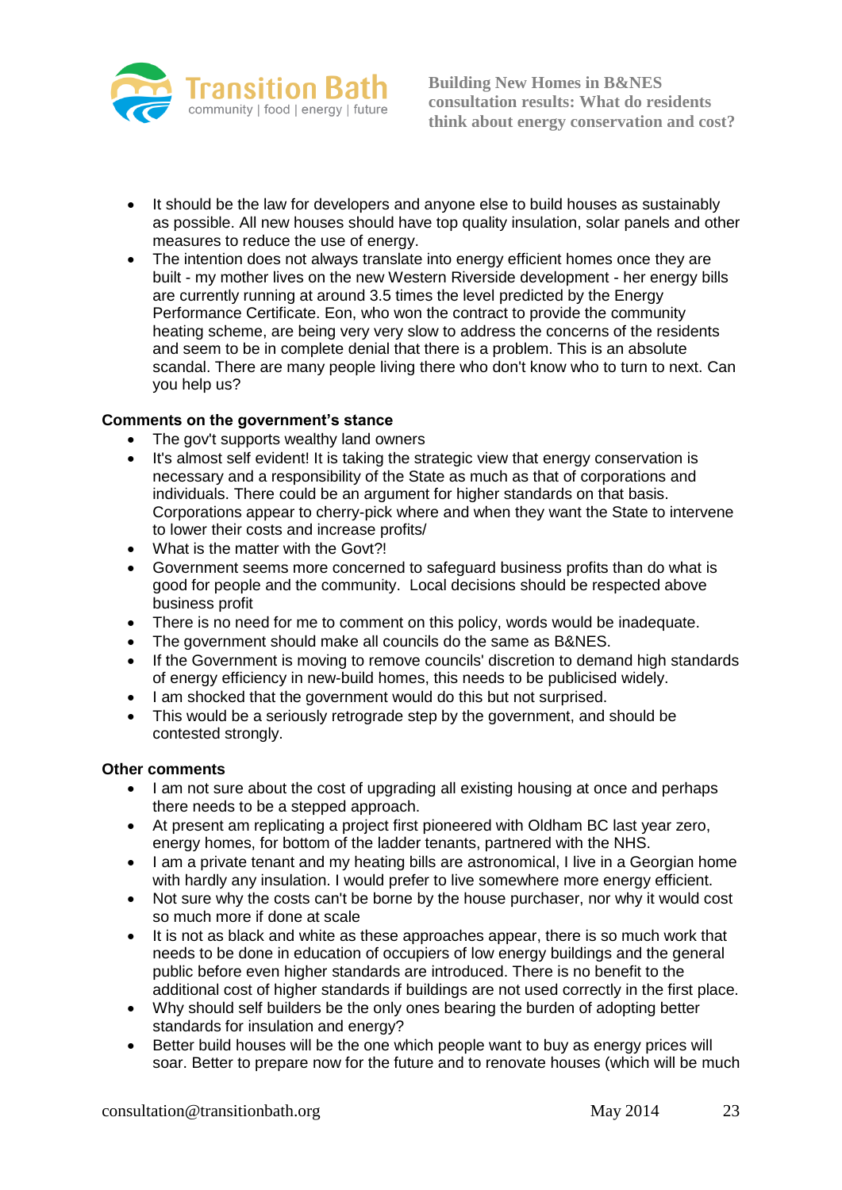- It should be the law for developers and anyone else to build houses as sustainably as possible. All new houses should have top quality insulation, solar panels and other measures to reduce the use of energy.
- The intention does not always translate into energy efficient homes once they are built - my mother lives on the new Western Riverside development - her energy bills are currently running at around 3.5 times the level predicted by the Energy Performance Certificate. Eon, who won the contract to provide the community heating scheme, are being very very slow to address the concerns of the residents and seem to be in complete denial that there is a problem. This is an absolute scandal. There are many people living there who don't know who to turn to next. Can you help us?

**Comments on the government's stance**

- The gov't supports wealthy land owners
- It's almost self evident! It is taking the strategic view that energy conservation is necessary and a responsibility of the State as much as that of corporations and individuals. There could be an argument for higher standards on that basis. Corporations appear to cherry-pick where and when they want the State to intervene to lower their costs and increase profits/
- What is the matter with the Govt?!
- Government seems more concerned to safeguard business profits than do what is good for people and the community. Local decisions should be respected above business profit
- There is no need for me to comment on this policy, words would be inadequate.
- The government should make all councils do the same as B&NES.
- If the Government is moving to remove councils' discretion to demand high standards of energy efficiency in new-build homes, this needs to be publicised widely.
- I am shocked that the government would do this but not surprised.
- This would be a seriously retrograde step by the government, and should be contested strongly.

**Other comments**

- I am not sure about the cost of upgrading all existing housing at once and perhaps there needs to be a stepped approach.
- At present am replicating a project first pioneered with Oldham BC last year zero, energy homes, for bottom of the ladder tenants, partnered with the NHS.
- I am a private tenant and my heating bills are astronomical, I live in a Georgian home with hardly any insulation. I would prefer to live somewhere more energy efficient.
- Not sure why the costs can't be borne by the house purchaser, nor why it would cost so much more if done at scale
- It is not as black and white as these approaches appear, there is so much work that needs to be done in education of occupiers of low energy buildings and the general public before even higher standards are introduced. There is no benefit to the additional cost of higher standards if buildings are not used correctly in the first place.
- Why should self builders be the only ones bearing the burden of adopting better standards for insulation and energy?
- Better build houses will be the one which people want to buy as energy prices will soar. Better to prepare now for the future and to renovate houses (which will be much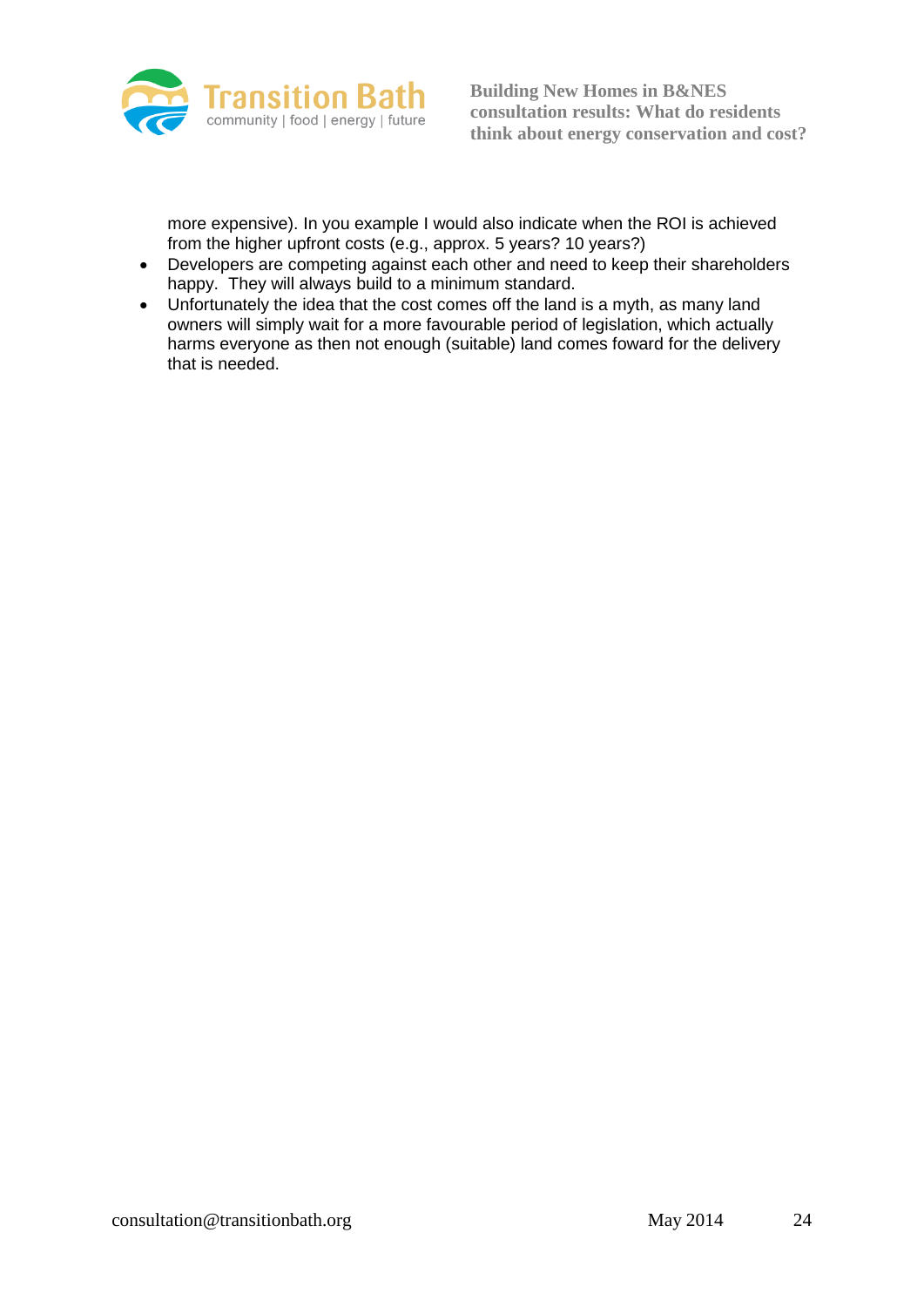more expensive). In you example I would also indicate when the ROI is achieved from the higher upfront costs (e.g., approx. 5 years? 10 years?)

- Developers are competing against each other and need to keep their shareholders happy. They will always build to a minimum standard.
- Unfortunately the idea that the cost comes off the land is a myth, as many land owners will simply wait for a more favourable period of legislation, which actually harms everyone as then not enough (suitable) land comes foward for the delivery that is needed.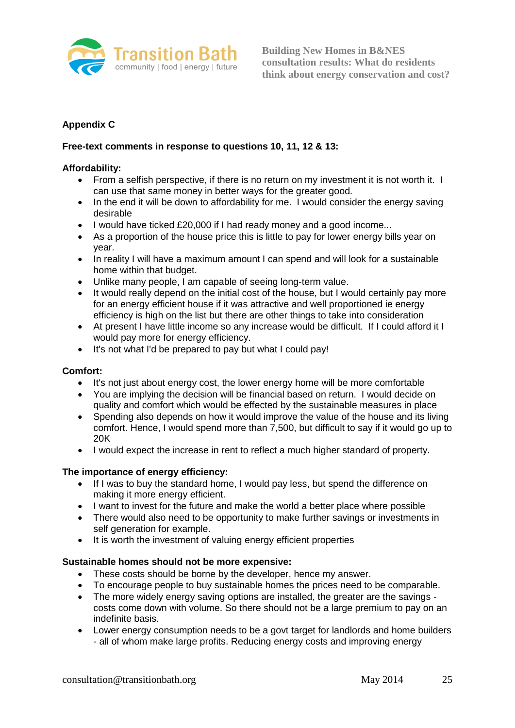## Appendix C

**Free-text comments in response to questions 10, 11, 12 & 13:**

**Affordability:**

- From a selfish perspective, if there is no return on my investment it is not worth it. I can use that same money in better ways for the greater good.
- In the end it will be down to affordability for me. I would consider the energy saving desirable
- I would have ticked £20,000 if I had ready money and a good income...
- As a proportion of the house price this is little to pay for lower energy bills year on year.
- In reality I will have a maximum amount I can spend and will look for a sustainable home within that budget.
- Unlike many people, I am capable of seeing long-term value.
- It would really depend on the initial cost of the house, but I would certainly pay more for an energy efficient house if it was attractive and well proportioned ie energy efficiency is high on the list but there are other things to take into consideration
- At present I have little income so any increase would be difficult. If I could afford it I would pay more for energy efficiency.
- It's not what I'd be prepared to pay but what I could pay!

**Comfort:**

- It's not just about energy cost, the lower energy home will be more comfortable
- You are implying the decision will be financial based on return. I would decide on quality and comfort which would be effected by the sustainable measures in place
- Spending also depends on how it would improve the value of the house and its living comfort. Hence, I would spend more than 7,500, but difficult to say if it would go up to 20K
- I would expect the increase in rent to reflect a much higher standard of property.

**The importance of energy efficiency:**

- If I was to buy the standard home, I would pay less, but spend the difference on making it more energy efficient.
- I want to invest for the future and make the world a better place where possible
- There would also need to be opportunity to make further savings or investments in self generation for example.
- It is worth the investment of valuing energy efficient properties

**Sustainable homes should not be more expensive:**

- These costs should be borne by the developer, hence my answer.
- To encourage people to buy sustainable homes the prices need to be comparable.
- The more widely energy saving options are installed, the greater are the savings - costs come down with volume. So there should not be a large premium to pay on an indefinite basis.
- Lower energy consumption needs to be a govt target for landlords and home builders - all of whom make large profits. Reducing energy costs and improving energy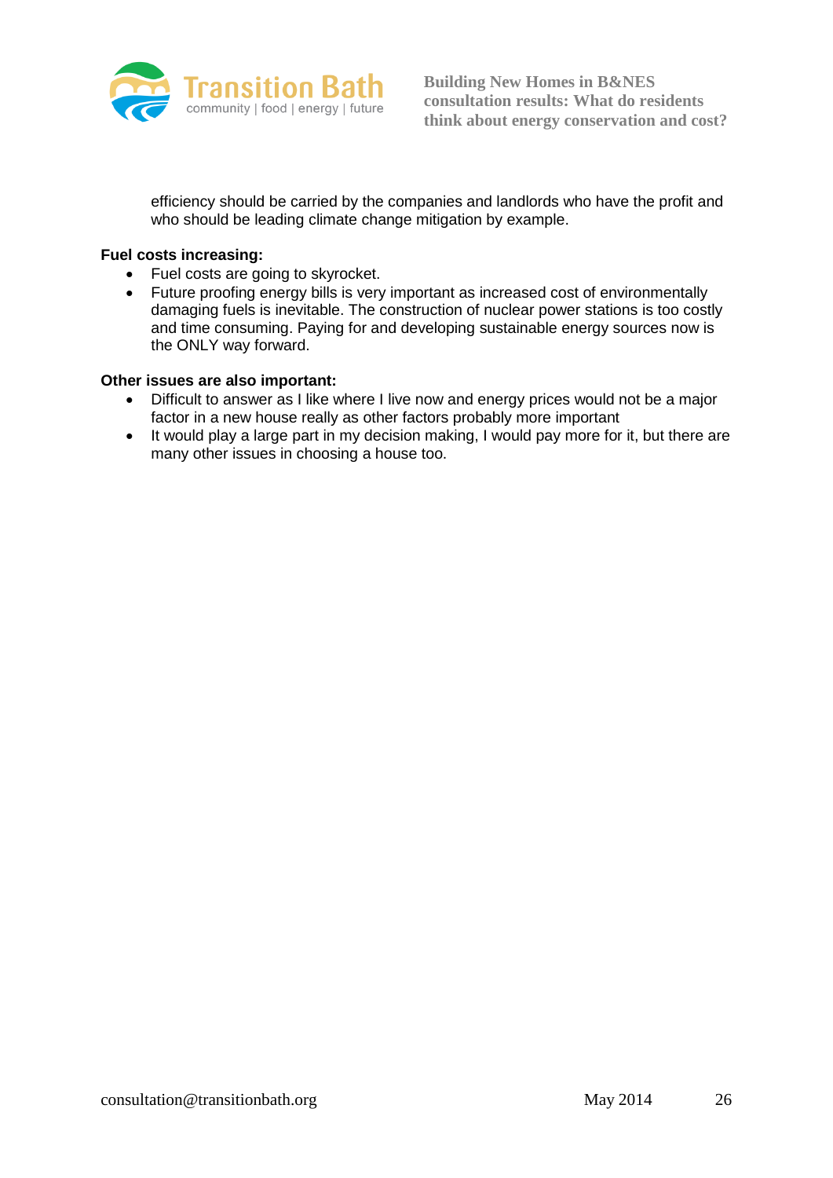efficiency should be carried by the companies and landlords who have the profit and who should be leading climate change mitigation by example.

**Fuel costs increasing:**

- Fuel costs are going to skyrocket.
- Future proofing energy bills is very important as increased cost of environmentally damaging fuels is inevitable. The construction of nuclear power stations is too costly and time consuming. Paying for and developing sustainable energy sources now is the ONLY way forward.

**Other issues are also important:**

- Difficult to answer as I like where I live now and energy prices would not be a major factor in a new house really as other factors probably more important
- It would play a large part in my decision making, I would pay more for it, but there are many other issues in choosing a house too.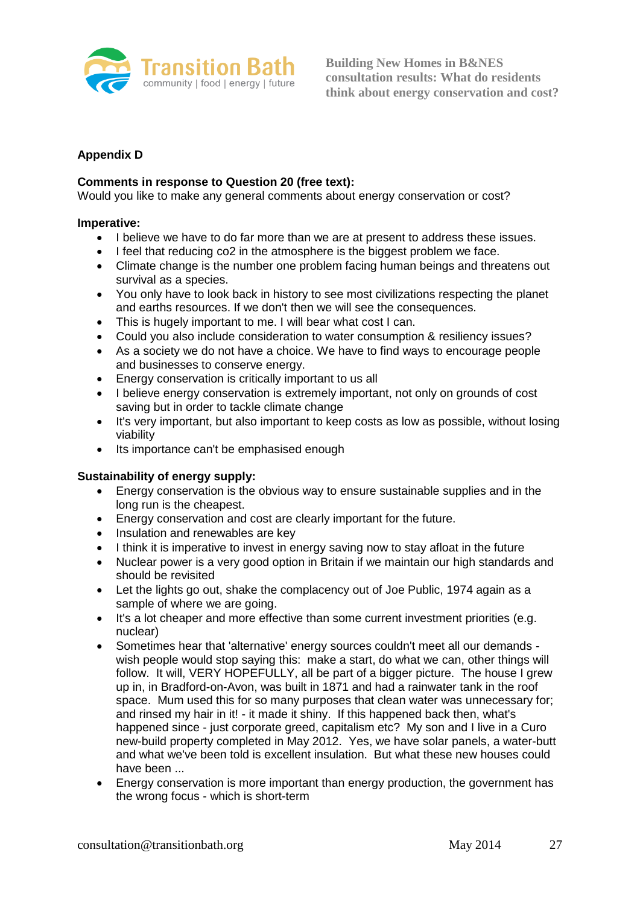**Appendix D**

**Comments in response to Question 20 (free text):**
Would you like to make any general comments about energy conservation or cost?

**Imperative:**

- I believe we have to do far more than we are at present to address these issues.
- I feel that reducing co2 in the atmosphere is the biggest problem we face.
- Climate change is the number one problem facing human beings and threatens out survival as a species.
- You only have to look back in history to see most civilizations respecting the planet and earths resources. If we don't then we will see the consequences.
- This is hugely important to me. I will bear what cost I can.
- Could you also include consideration to water consumption & resiliency issues?
- As a society we do not have a choice. We have to find ways to encourage people and businesses to conserve energy.
- Energy conservation is critically important to us all
- I believe energy conservation is extremely important, not only on grounds of cost saving but in order to tackle climate change
- It's very important, but also important to keep costs as low as possible, without losing viability
- Its importance can't be emphasised enough

**Sustainability of energy supply:**

- Energy conservation is the obvious way to ensure sustainable supplies and in the long run is the cheapest.
- Energy conservation and cost are clearly important for the future.
- Insulation and renewables are key
- I think it is imperative to invest in energy saving now to stay afloat in the future
- Nuclear power is a very good option in Britain if we maintain our high standards and should be revisited
- Let the lights go out, shake the complacency out of Joe Public, 1974 again as a sample of where we are going.
- It's a lot cheaper and more effective than some current investment priorities (e.g. nuclear)
- Sometimes hear that 'alternative' energy sources couldn't meet all our demands - wish people would stop saying this: make a start, do what we can, other things will follow. It will, VERY HOPEFULLY, all be part of a bigger picture. The house I grew up in, in Bradford-on-Avon, was built in 1871 and had a rainwater tank in the roof space. Mum used this for so many purposes that clean water was unnecessary for; and rinsed my hair in it! - it made it shiny. If this happened back then, what's happened since - just corporate greed, capitalism etc? My son and I live in a Curo new-build property completed in May 2012. Yes, we have solar panels, a water-butt and what we've been told is excellent insulation. But what these new houses could have been ...
- Energy conservation is more important than energy production, the government has the wrong focus - which is short-term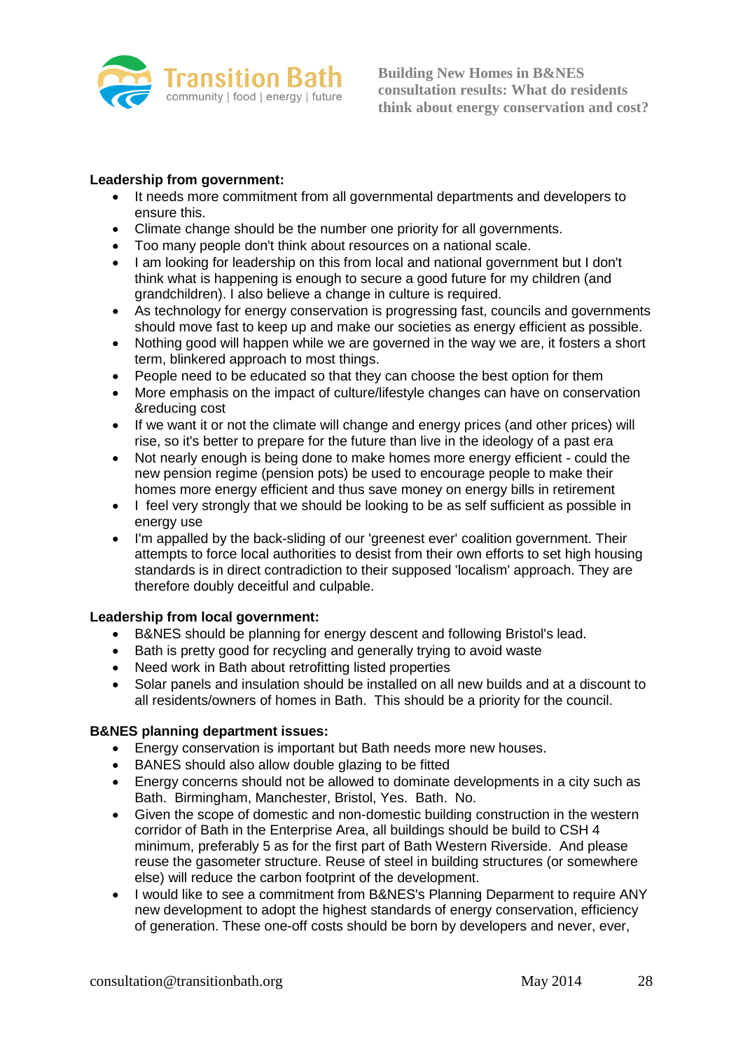**Leadership from government:**

- It needs more commitment from all governmental departments and developers to ensure this.
- Climate change should be the number one priority for all governments.
- Too many people don't think about resources on a national scale.
- I am looking for leadership on this from local and national government but I don't think what is happening is enough to secure a good future for my children (and grandchildren). I also believe a change in culture is required.
- As technology for energy conservation is progressing fast, councils and governments should move fast to keep up and make our societies as energy efficient as possible.
- Nothing good will happen while we are governed in the way we are, it fosters a short term, blinkered approach to most things.
- People need to be educated so that they can choose the best option for them
- More emphasis on the impact of culture/lifestyle changes can have on conservation &reducing cost
- If we want it or not the climate will change and energy prices (and other prices) will rise, so it's better to prepare for the future than live in the ideology of a past era
- Not nearly enough is being done to make homes more energy efficient - could the new pension regime (pension pots) be used to encourage people to make their homes more energy efficient and thus save money on energy bills in retirement
- I feel very strongly that we should be looking to be as self sufficient as possible in energy use
- I'm appalled by the back-sliding of our 'greenest ever' coalition government. Their attempts to force local authorities to desist from their own efforts to set high housing standards is in direct contradiction to their supposed 'localism' approach. They are therefore doubly deceitful and culpable.

**Leadership from local government:**

- B&NES should be planning for energy descent and following Bristol's lead.
- Bath is pretty good for recycling and generally trying to avoid waste
- Need work in Bath about retrofitting listed properties
- Solar panels and insulation should be installed on all new builds and at a discount to all residents/owners of homes in Bath. This should be a priority for the council.

**B&NES planning department issues:**

- Energy conservation is important but Bath needs more new houses.
- BANES should also allow double glazing to be fitted
- Energy concerns should not be allowed to dominate developments in a city such as Bath. Birmingham, Manchester, Bristol, Yes. Bath. No.
- Given the scope of domestic and non-domestic building construction in the western corridor of Bath in the Enterprise Area, all buildings should be build to CSH 4 minimum, preferably 5 as for the first part of Bath Western Riverside. And please reuse the gasometer structure. Reuse of steel in building structures (or somewhere else) will reduce the carbon footprint of the development.
- I would like to see a commitment from B&NES's Planning Deparment to require ANY new development to adopt the highest standards of energy conservation, efficiency of generation. These one-off costs should be born by developers and never, ever,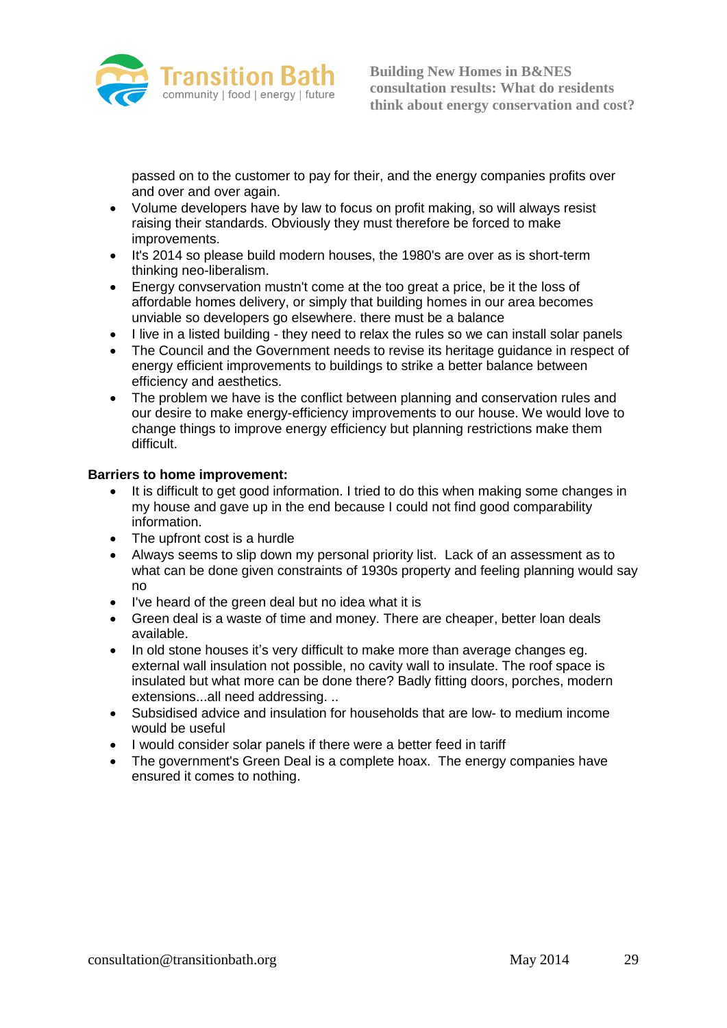passed on to the customer to pay for their, and the energy companies profits over and over and over again.

- Volume developers have by law to focus on profit making, so will always resist raising their standards. Obviously they must therefore be forced to make improvements.
- It's 2014 so please build modern houses, the 1980's are over as is short-term thinking neo-liberalism.
- Energy convservation mustn't come at the too great a price, be it the loss of affordable homes delivery, or simply that building homes in our area becomes unviable so developers go elsewhere. there must be a balance
- I live in a listed building - they need to relax the rules so we can install solar panels
- The Council and the Government needs to revise its heritage guidance in respect of energy efficient improvements to buildings to strike a better balance between efficiency and aesthetics.
- The problem we have is the conflict between planning and conservation rules and our desire to make energy-efficiency improvements to our house. We would love to change things to improve energy efficiency but planning restrictions make them difficult.

**Barriers to home improvement:**

- It is difficult to get good information. I tried to do this when making some changes in my house and gave up in the end because I could not find good comparability information.
- The upfront cost is a hurdle
- Always seems to slip down my personal priority list. Lack of an assessment as to what can be done given constraints of 1930s property and feeling planning would say no
- I've heard of the green deal but no idea what it is
- Green deal is a waste of time and money. There are cheaper, better loan deals available.
- In old stone houses it's very difficult to make more than average changes eg. external wall insulation not possible, no cavity wall to insulate. The roof space is insulated but what more can be done there? Badly fitting doors, porches, modern extensions...all need addressing. ..
- Subsidised advice and insulation for households that are low- to medium income would be useful
- I would consider solar panels if there were a better feed in tariff
- The government's Green Deal is a complete hoax. The energy companies have ensured it comes to nothing.